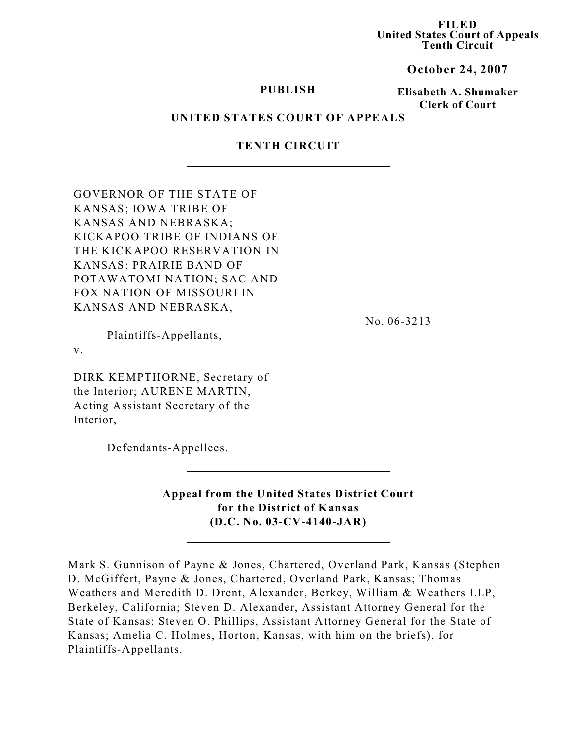**FILED**
**United States Court of Appeals**
**Tenth Circuit**

**October 24, 2007**

**PUBLISH**

**Elisabeth A. Shumaker**
**Clerk of Court**

**UNITED STATES COURT OF APPEALS**

**TENTH CIRCUIT**

---

GOVERNOR OF THE STATE OF KANSAS; IOWA TRIBE OF KANSAS AND NEBRASKA; KICKAPOO TRIBE OF INDIANS OF THE KICKAPOO RESERVATION IN KANSAS; PRAIRIE BAND OF POTAWATOMI NATION; SAC AND FOX NATION OF MISSOURI IN KANSAS AND NEBRASKA,

Plaintiffs-Appellants,

v.

DIRK KEMPTHORNE, Secretary of the Interior; AURENE MARTIN, Acting Assistant Secretary of the Interior,

Defendants-Appellees.

No. 06-3213

---

**Appeal from the United States District Court for the District of Kansas (D.C. No. 03-CV-4140-JAR)**

---

Mark S. Gunnison of Payne & Jones, Chartered, Overland Park, Kansas (Stephen D. McGiffert, Payne & Jones, Chartered, Overland Park, Kansas; Thomas Weathers and Meredith D. Drent, Alexander, Berkey, William & Weathers LLP, Berkeley, California; Steven D. Alexander, Assistant Attorney General for the State of Kansas; Steven O. Phillips, Assistant Attorney General for the State of Kansas; Amelia C. Holmes, Horton, Kansas, with him on the briefs), for Plaintiffs-Appellants.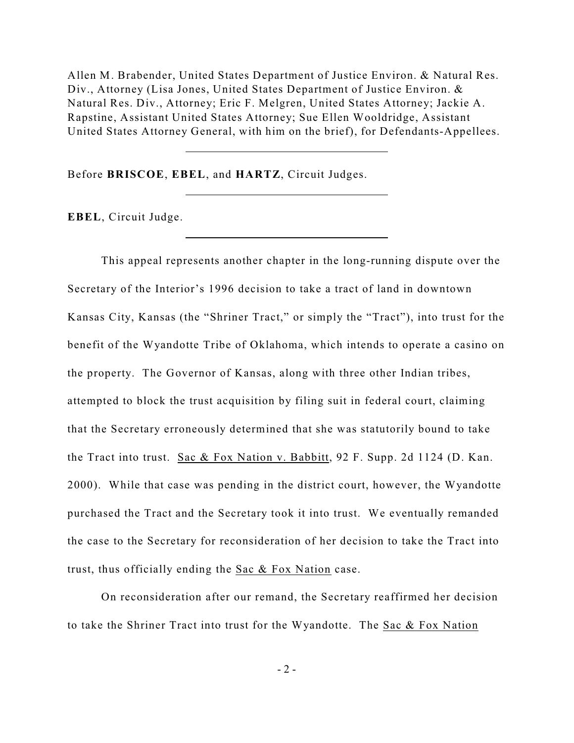Allen M. Brabender, United States Department of Justice Environ. & Natural Res. Div., Attorney (Lisa Jones, United States Department of Justice Environ. & Natural Res. Div., Attorney; Eric F. Melgren, United States Attorney; Jackie A. Rapstine, Assistant United States Attorney; Sue Ellen Wooldridge, Assistant United States Attorney General, with him on the brief), for Defendants-Appellees.

---

Before **BRISCOE**, **EBEL**, and **HARTZ**, Circuit Judges.

---

**EBEL**, Circuit Judge.

---

This appeal represents another chapter in the long-running dispute over the Secretary of the Interior's 1996 decision to take a tract of land in downtown Kansas City, Kansas (the "Shriner Tract," or simply the "Tract"), into trust for the benefit of the Wyandotte Tribe of Oklahoma, which intends to operate a casino on the property. The Governor of Kansas, along with three other Indian tribes, attempted to block the trust acquisition by filing suit in federal court, claiming that the Secretary erroneously determined that she was statutorily bound to take the Tract into trust. Sac & Fox Nation v. Babbitt, 92 F. Supp. 2d 1124 (D. Kan. 2000). While that case was pending in the district court, however, the Wyandotte purchased the Tract and the Secretary took it into trust. We eventually remanded the case to the Secretary for reconsideration of her decision to take the Tract into trust, thus officially ending the Sac & Fox Nation case.

On reconsideration after our remand, the Secretary reaffirmed her decision to take the Shriner Tract into trust for the Wyandotte. The Sac & Fox Nation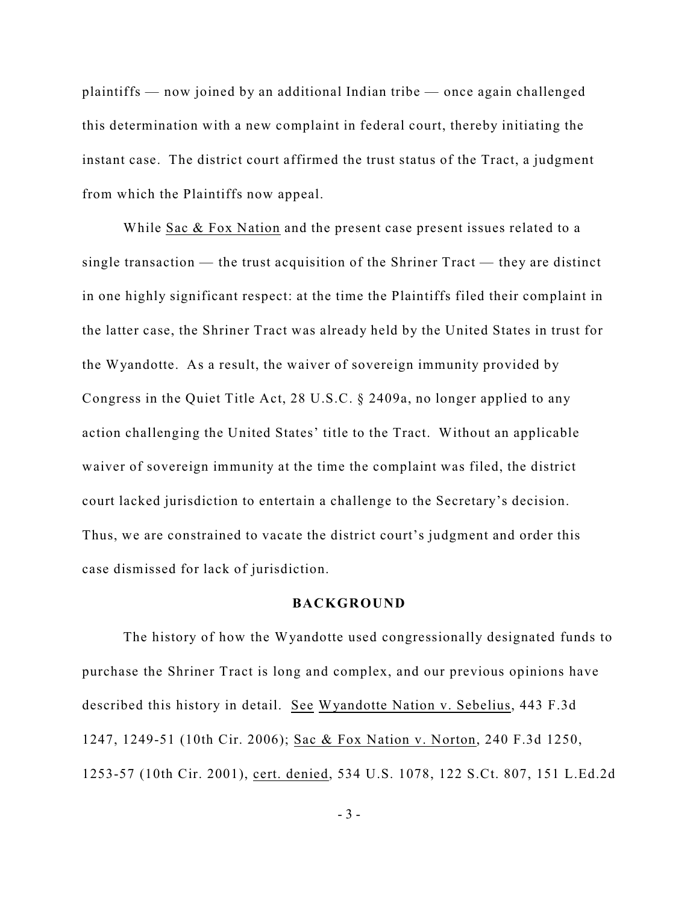plaintiffs — now joined by an additional Indian tribe — once again challenged this determination with a new complaint in federal court, thereby initiating the instant case. The district court affirmed the trust status of the Tract, a judgment from which the Plaintiffs now appeal.

While Sac & Fox Nation and the present case present issues related to a single transaction — the trust acquisition of the Shriner Tract — they are distinct in one highly significant respect: at the time the Plaintiffs filed their complaint in the latter case, the Shriner Tract was already held by the United States in trust for the Wyandotte. As a result, the waiver of sovereign immunity provided by Congress in the Quiet Title Act, 28 U.S.C. § 2409a, no longer applied to any action challenging the United States' title to the Tract. Without an applicable waiver of sovereign immunity at the time the complaint was filed, the district court lacked jurisdiction to entertain a challenge to the Secretary's decision. Thus, we are constrained to vacate the district court's judgment and order this case dismissed for lack of jurisdiction.

## BACKGROUND

The history of how the Wyandotte used congressionally designated funds to purchase the Shriner Tract is long and complex, and our previous opinions have described this history in detail. See Wyandotte Nation v. Sebelius, 443 F.3d 1247, 1249-51 (10th Cir. 2006); Sac & Fox Nation v. Norton, 240 F.3d 1250, 1253-57 (10th Cir. 2001), cert. denied, 534 U.S. 1078, 122 S.Ct. 807, 151 L.Ed.2d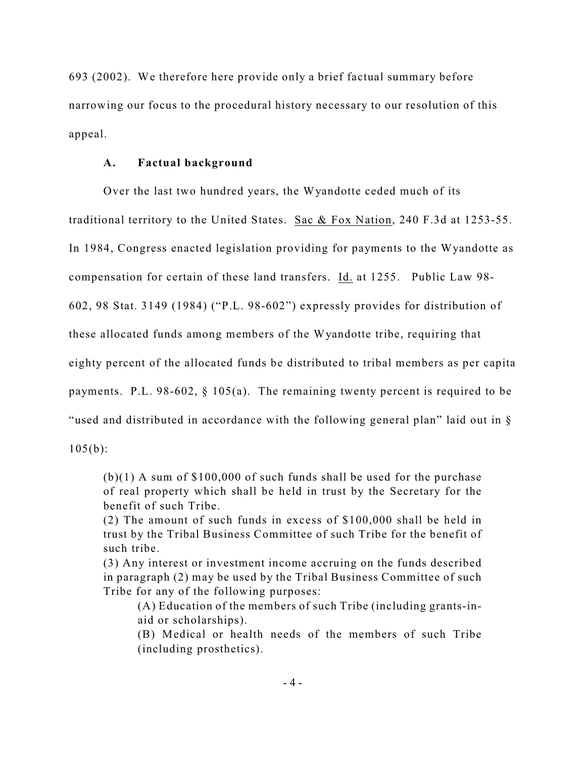693 (2002). We therefore here provide only a brief factual summary before narrowing our focus to the procedural history necessary to our resolution of this appeal.

### A. Factual background

Over the last two hundred years, the Wyandotte ceded much of its traditional territory to the United States. Sac & Fox Nation, 240 F.3d at 1253-55. In 1984, Congress enacted legislation providing for payments to the Wyandotte as compensation for certain of these land transfers. Id. at 1255. Public Law 98-602, 98 Stat. 3149 (1984) ("P.L. 98-602") expressly provides for distribution of these allocated funds among members of the Wyandotte tribe, requiring that eighty percent of the allocated funds be distributed to tribal members as per capita payments. P.L. 98-602, § 105(a). The remaining twenty percent is required to be "used and distributed in accordance with the following general plan" laid out in § 105(b):

> (b)(1) A sum of $100,000 of such funds shall be used for the purchase of real property which shall be held in trust by the Secretary for the benefit of such Tribe.
>
> (2) The amount of such funds in excess of $100,000 shall be held in trust by the Tribal Business Committee of such Tribe for the benefit of such tribe.
>
> (3) Any interest or investment income accruing on the funds described in paragraph (2) may be used by the Tribal Business Committee of such Tribe for any of the following purposes:
>
> > (A) Education of the members of such Tribe (including grants-in-aid or scholarships).
> >
> > (B) Medical or health needs of the members of such Tribe (including prosthetics).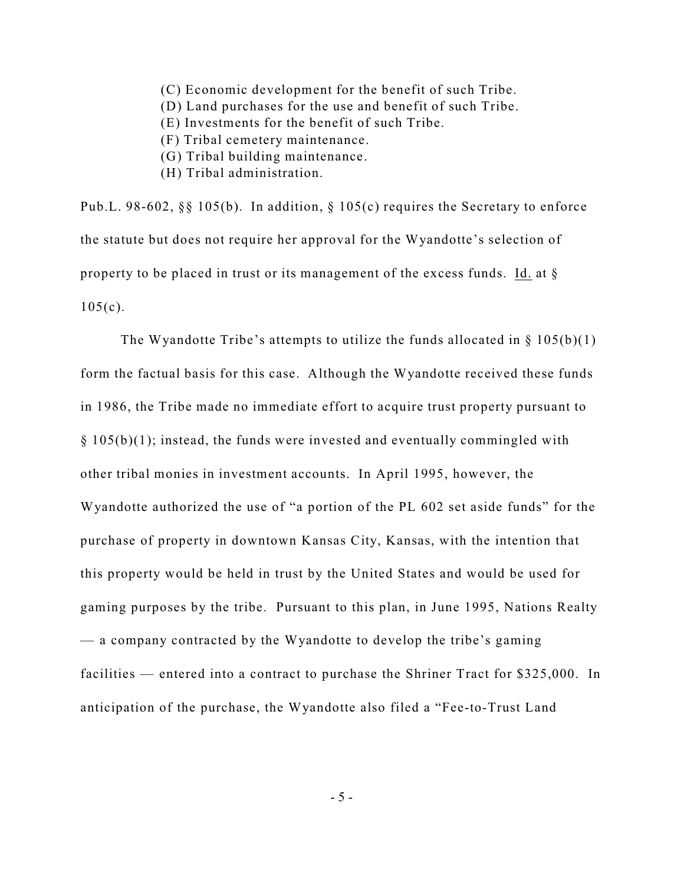(C) Economic development for the benefit of such Tribe.
(D) Land purchases for the use and benefit of such Tribe.
(E) Investments for the benefit of such Tribe.
(F) Tribal cemetery maintenance.
(G) Tribal building maintenance.
(H) Tribal administration.

Pub.L. 98-602, §§ 105(b). In addition, § 105(c) requires the Secretary to enforce the statute but does not require her approval for the Wyandotte's selection of property to be placed in trust or its management of the excess funds. Id. at § 105(c).

The Wyandotte Tribe's attempts to utilize the funds allocated in § 105(b)(1) form the factual basis for this case. Although the Wyandotte received these funds in 1986, the Tribe made no immediate effort to acquire trust property pursuant to § 105(b)(1); instead, the funds were invested and eventually commingled with other tribal monies in investment accounts. In April 1995, however, the Wyandotte authorized the use of "a portion of the PL 602 set aside funds" for the purchase of property in downtown Kansas City, Kansas, with the intention that this property would be held in trust by the United States and would be used for gaming purposes by the tribe. Pursuant to this plan, in June 1995, Nations Realty — a company contracted by the Wyandotte to develop the tribe's gaming facilities — entered into a contract to purchase the Shriner Tract for $325,000. In anticipation of the purchase, the Wyandotte also filed a "Fee-to-Trust Land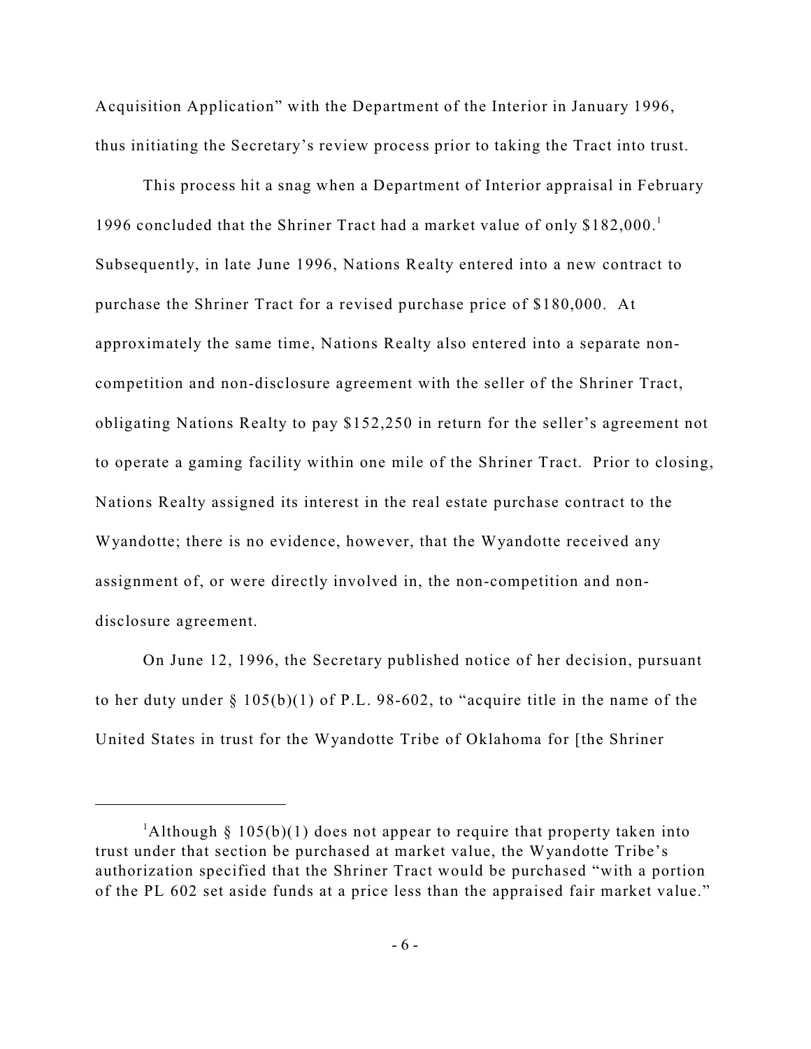Acquisition Application" with the Department of the Interior in January 1996, thus initiating the Secretary's review process prior to taking the Tract into trust.

This process hit a snag when a Department of Interior appraisal in February 1996 concluded that the Shriner Tract had a market value of only $182,000.[1] Subsequently, in late June 1996, Nations Realty entered into a new contract to purchase the Shriner Tract for a revised purchase price of $180,000. At approximately the same time, Nations Realty also entered into a separate non-competition and non-disclosure agreement with the seller of the Shriner Tract, obligating Nations Realty to pay $152,250 in return for the seller's agreement not to operate a gaming facility within one mile of the Shriner Tract. Prior to closing, Nations Realty assigned its interest in the real estate purchase contract to the Wyandotte; there is no evidence, however, that the Wyandotte received any assignment of, or were directly involved in, the non-competition and non-disclosure agreement.

On June 12, 1996, the Secretary published notice of her decision, pursuant to her duty under § 105(b)(1) of P.L. 98-602, to "acquire title in the name of the United States in trust for the Wyandotte Tribe of Oklahoma for [the Shriner

---

[1] Although § 105(b)(1) does not appear to require that property taken into trust under that section be purchased at market value, the Wyandotte Tribe's authorization specified that the Shriner Tract would be purchased "with a portion of the PL 602 set aside funds at a price less than the appraised fair market value."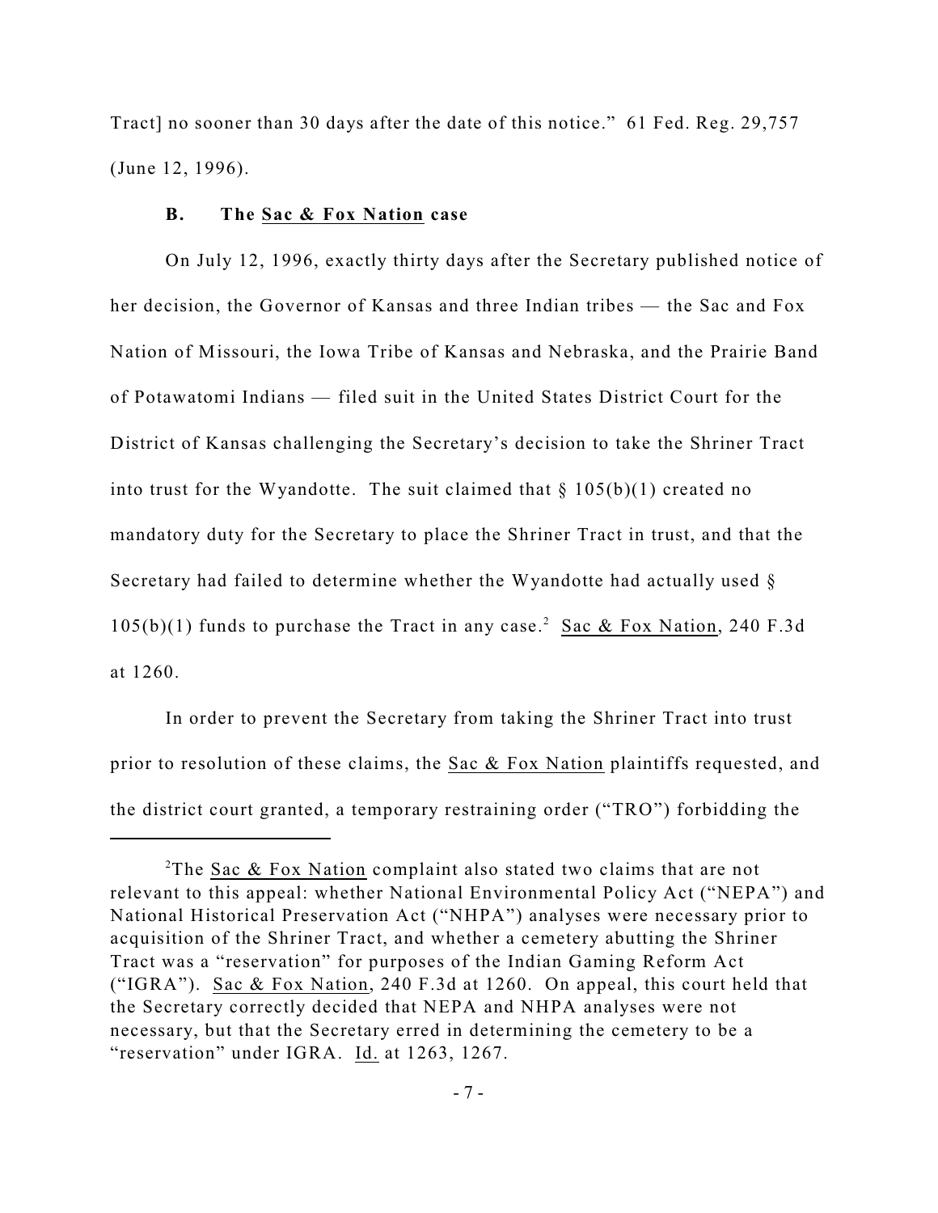Tract] no sooner than 30 days after the date of this notice." 61 Fed. Reg. 29,757 (June 12, 1996).

### B. The Sac & Fox Nation case

On July 12, 1996, exactly thirty days after the Secretary published notice of her decision, the Governor of Kansas and three Indian tribes — the Sac and Fox Nation of Missouri, the Iowa Tribe of Kansas and Nebraska, and the Prairie Band of Potawatomi Indians — filed suit in the United States District Court for the District of Kansas challenging the Secretary's decision to take the Shriner Tract into trust for the Wyandotte. The suit claimed that § 105(b)(1) created no mandatory duty for the Secretary to place the Shriner Tract in trust, and that the Secretary had failed to determine whether the Wyandotte had actually used § 105(b)(1) funds to purchase the Tract in any case.[2] Sac & Fox Nation, 240 F.3d at 1260.

In order to prevent the Secretary from taking the Shriner Tract into trust prior to resolution of these claims, the Sac & Fox Nation plaintiffs requested, and the district court granted, a temporary restraining order ("TRO") forbidding the

[2]The Sac & Fox Nation complaint also stated two claims that are not relevant to this appeal: whether National Environmental Policy Act ("NEPA") and National Historical Preservation Act ("NHPA") analyses were necessary prior to acquisition of the Shriner Tract, and whether a cemetery abutting the Shriner Tract was a "reservation" for purposes of the Indian Gaming Reform Act ("IGRA"). Sac & Fox Nation, 240 F.3d at 1260. On appeal, this court held that the Secretary correctly decided that NEPA and NHPA analyses were not necessary, but that the Secretary erred in determining the cemetery to be a "reservation" under IGRA. Id. at 1263, 1267.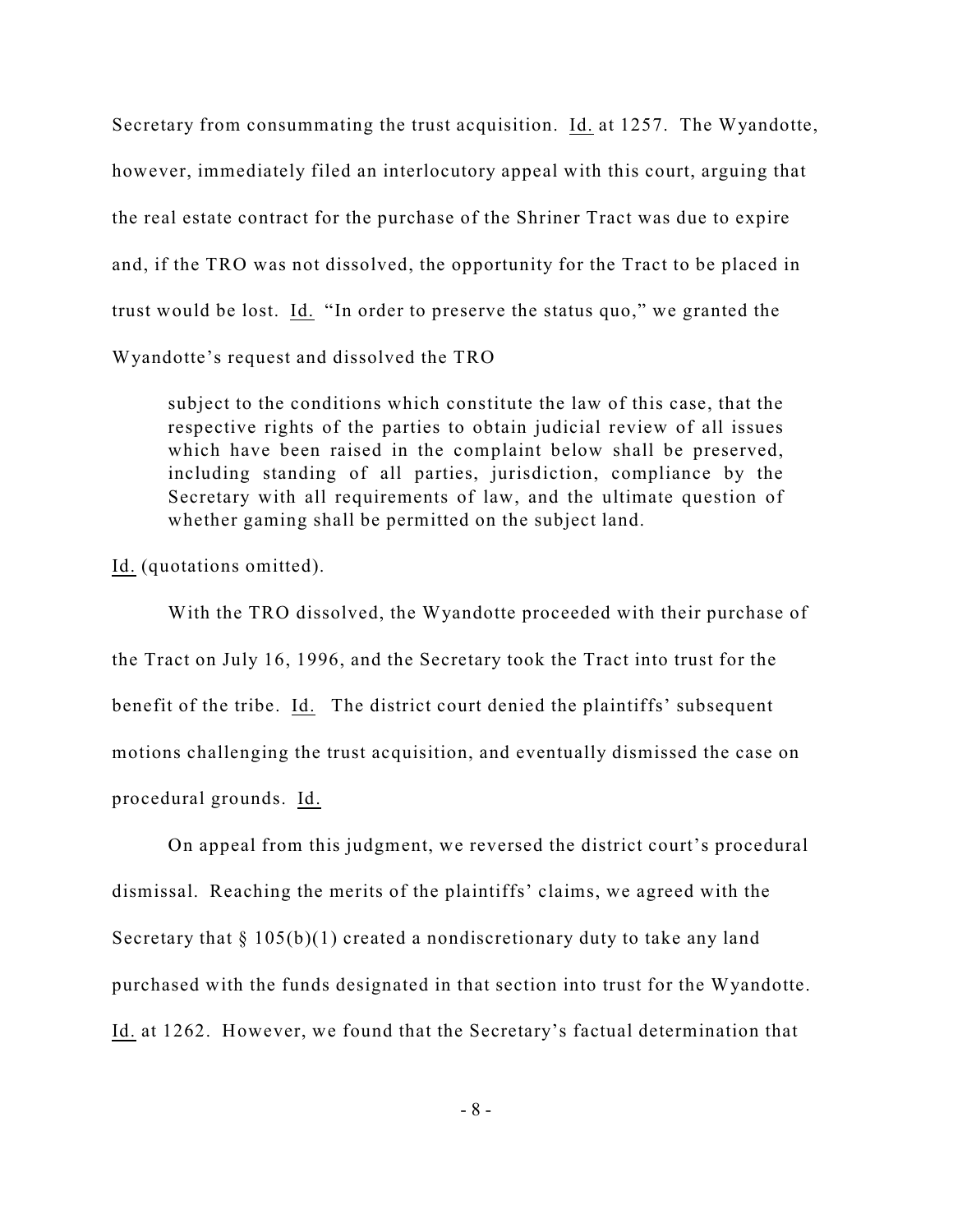Secretary from consummating the trust acquisition. Id. at 1257. The Wyandotte, however, immediately filed an interlocutory appeal with this court, arguing that the real estate contract for the purchase of the Shriner Tract was due to expire and, if the TRO was not dissolved, the opportunity for the Tract to be placed in trust would be lost. Id. "In order to preserve the status quo," we granted the Wyandotte's request and dissolved the TRO

> subject to the conditions which constitute the law of this case, that the respective rights of the parties to obtain judicial review of all issues which have been raised in the complaint below shall be preserved, including standing of all parties, jurisdiction, compliance by the Secretary with all requirements of law, and the ultimate question of whether gaming shall be permitted on the subject land.

Id. (quotations omitted).

With the TRO dissolved, the Wyandotte proceeded with their purchase of the Tract on July 16, 1996, and the Secretary took the Tract into trust for the benefit of the tribe. Id. The district court denied the plaintiffs' subsequent motions challenging the trust acquisition, and eventually dismissed the case on procedural grounds. Id.

On appeal from this judgment, we reversed the district court's procedural dismissal. Reaching the merits of the plaintiffs' claims, we agreed with the Secretary that § 105(b)(1) created a nondiscretionary duty to take any land purchased with the funds designated in that section into trust for the Wyandotte. Id. at 1262. However, we found that the Secretary's factual determination that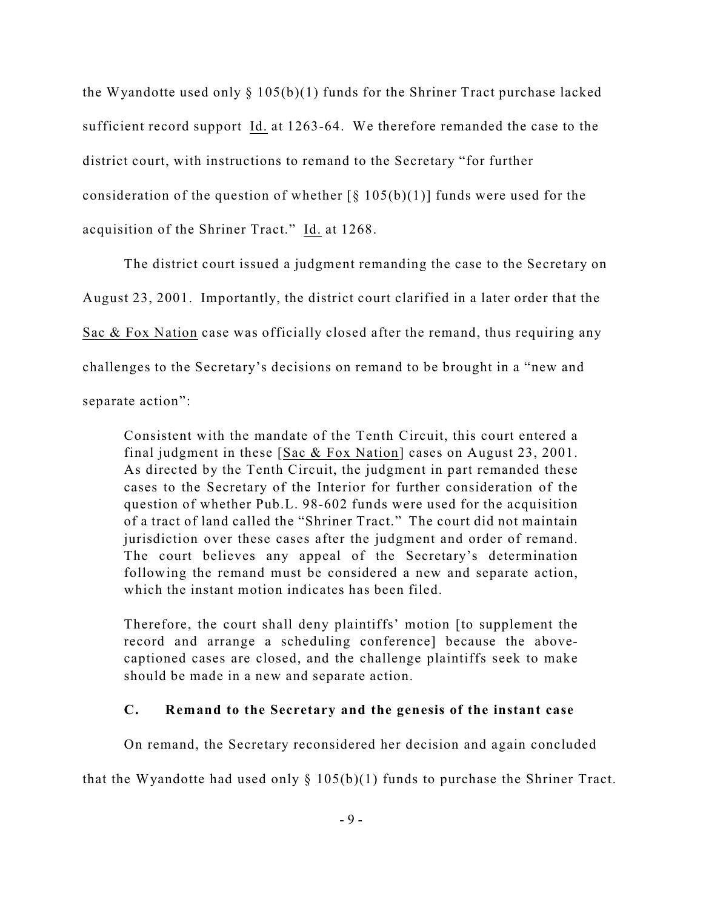the Wyandotte used only § 105(b)(1) funds for the Shriner Tract purchase lacked sufficient record support Id. at 1263-64. We therefore remanded the case to the district court, with instructions to remand to the Secretary "for further consideration of the question of whether [§ 105(b)(1)] funds were used for the acquisition of the Shriner Tract." Id. at 1268.

The district court issued a judgment remanding the case to the Secretary on August 23, 2001. Importantly, the district court clarified in a later order that the Sac & Fox Nation case was officially closed after the remand, thus requiring any challenges to the Secretary's decisions on remand to be brought in a "new and separate action":

> Consistent with the mandate of the Tenth Circuit, this court entered a final judgment in these [Sac & Fox Nation] cases on August 23, 2001. As directed by the Tenth Circuit, the judgment in part remanded these cases to the Secretary of the Interior for further consideration of the question of whether Pub.L. 98-602 funds were used for the acquisition of a tract of land called the "Shriner Tract." The court did not maintain jurisdiction over these cases after the judgment and order of remand. The court believes any appeal of the Secretary's determination following the remand must be considered a new and separate action, which the instant motion indicates has been filed.
>
> Therefore, the court shall deny plaintiffs' motion [to supplement the record and arrange a scheduling conference] because the above-captioned cases are closed, and the challenge plaintiffs seek to make should be made in a new and separate action.

### C. Remand to the Secretary and the genesis of the instant case

On remand, the Secretary reconsidered her decision and again concluded that the Wyandotte had used only § 105(b)(1) funds to purchase the Shriner Tract.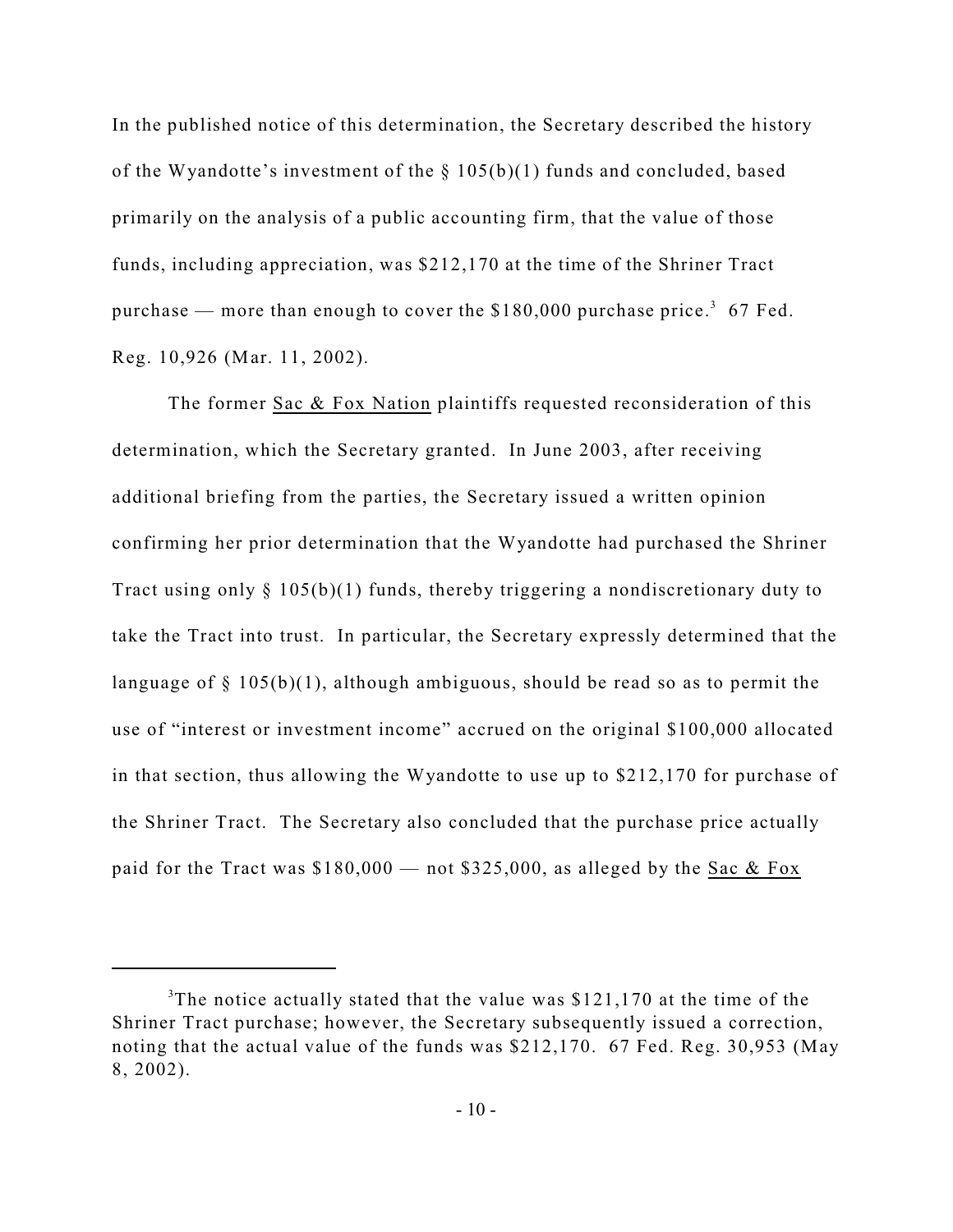In the published notice of this determination, the Secretary described the history of the Wyandotte's investment of the § 105(b)(1) funds and concluded, based primarily on the analysis of a public accounting firm, that the value of those funds, including appreciation, was $212,170 at the time of the Shriner Tract purchase — more than enough to cover the $180,000 purchase price.[3] 67 Fed. Reg. 10,926 (Mar. 11, 2002).

The former Sac & Fox Nation plaintiffs requested reconsideration of this determination, which the Secretary granted. In June 2003, after receiving additional briefing from the parties, the Secretary issued a written opinion confirming her prior determination that the Wyandotte had purchased the Shriner Tract using only § 105(b)(1) funds, thereby triggering a nondiscretionary duty to take the Tract into trust. In particular, the Secretary expressly determined that the language of § 105(b)(1), although ambiguous, should be read so as to permit the use of "interest or investment income" accrued on the original $100,000 allocated in that section, thus allowing the Wyandotte to use up to $212,170 for purchase of the Shriner Tract. The Secretary also concluded that the purchase price actually paid for the Tract was $180,000 — not $325,000, as alleged by the Sac & Fox

[3] The notice actually stated that the value was $121,170 at the time of the Shriner Tract purchase; however, the Secretary subsequently issued a correction, noting that the actual value of the funds was $212,170. 67 Fed. Reg. 30,953 (May 8, 2002).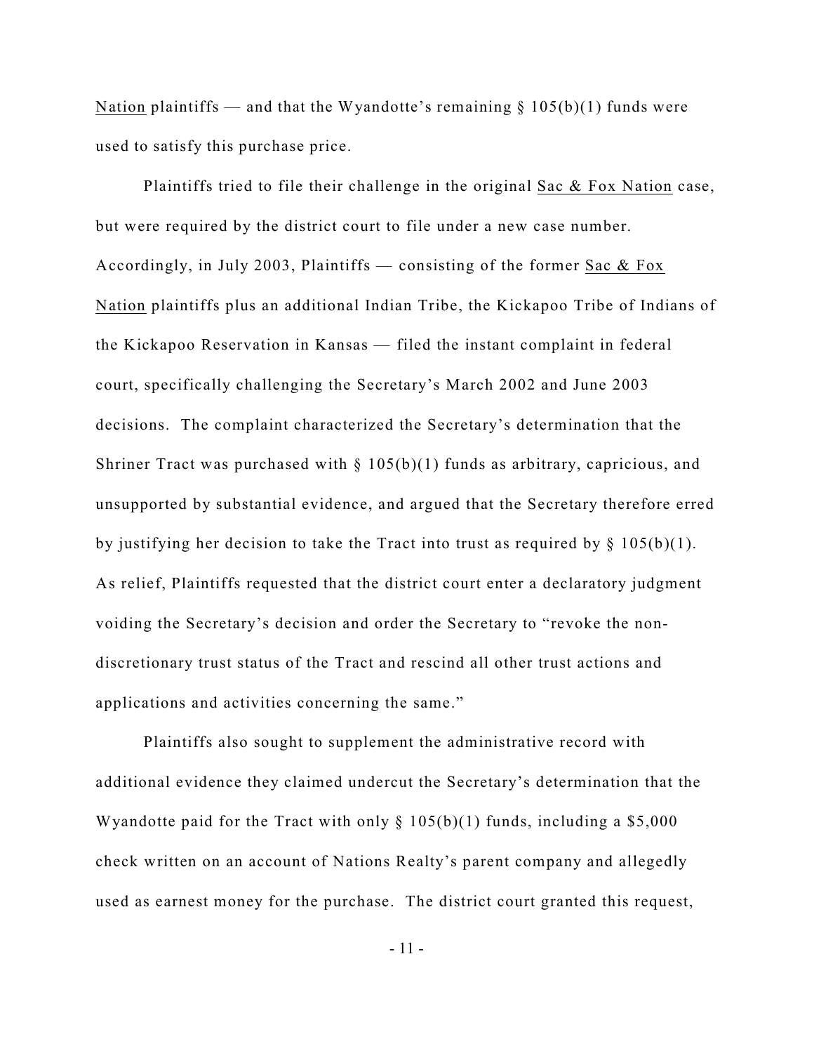Nation plaintiffs — and that the Wyandotte's remaining § 105(b)(1) funds were used to satisfy this purchase price.

Plaintiffs tried to file their challenge in the original Sac & Fox Nation case, but were required by the district court to file under a new case number. Accordingly, in July 2003, Plaintiffs — consisting of the former Sac & Fox Nation plaintiffs plus an additional Indian Tribe, the Kickapoo Tribe of Indians of the Kickapoo Reservation in Kansas — filed the instant complaint in federal court, specifically challenging the Secretary's March 2002 and June 2003 decisions. The complaint characterized the Secretary's determination that the Shriner Tract was purchased with § 105(b)(1) funds as arbitrary, capricious, and unsupported by substantial evidence, and argued that the Secretary therefore erred by justifying her decision to take the Tract into trust as required by § 105(b)(1). As relief, Plaintiffs requested that the district court enter a declaratory judgment voiding the Secretary's decision and order the Secretary to "revoke the non-discretionary trust status of the Tract and rescind all other trust actions and applications and activities concerning the same."

Plaintiffs also sought to supplement the administrative record with additional evidence they claimed undercut the Secretary's determination that the Wyandotte paid for the Tract with only § 105(b)(1) funds, including a $5,000 check written on an account of Nations Realty's parent company and allegedly used as earnest money for the purchase. The district court granted this request,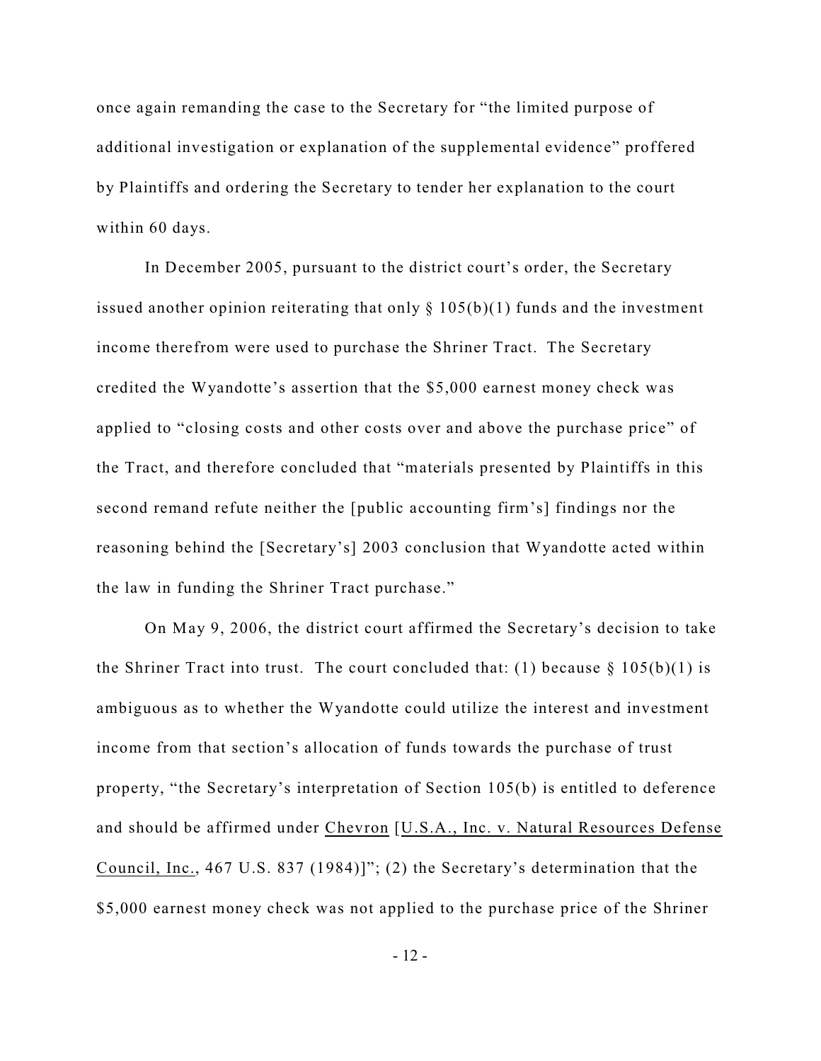once again remanding the case to the Secretary for "the limited purpose of additional investigation or explanation of the supplemental evidence" proffered by Plaintiffs and ordering the Secretary to tender her explanation to the court within 60 days.

In December 2005, pursuant to the district court's order, the Secretary issued another opinion reiterating that only § 105(b)(1) funds and the investment income therefrom were used to purchase the Shriner Tract. The Secretary credited the Wyandotte's assertion that the $5,000 earnest money check was applied to "closing costs and other costs over and above the purchase price" of the Tract, and therefore concluded that "materials presented by Plaintiffs in this second remand refute neither the [public accounting firm's] findings nor the reasoning behind the [Secretary's] 2003 conclusion that Wyandotte acted within the law in funding the Shriner Tract purchase."

On May 9, 2006, the district court affirmed the Secretary's decision to take the Shriner Tract into trust. The court concluded that: (1) because § 105(b)(1) is ambiguous as to whether the Wyandotte could utilize the interest and investment income from that section's allocation of funds towards the purchase of trust property, "the Secretary's interpretation of Section 105(b) is entitled to deference and should be affirmed under Chevron [U.S.A., Inc. v. Natural Resources Defense Council, Inc., 467 U.S. 837 (1984)]"; (2) the Secretary's determination that the $5,000 earnest money check was not applied to the purchase price of the Shriner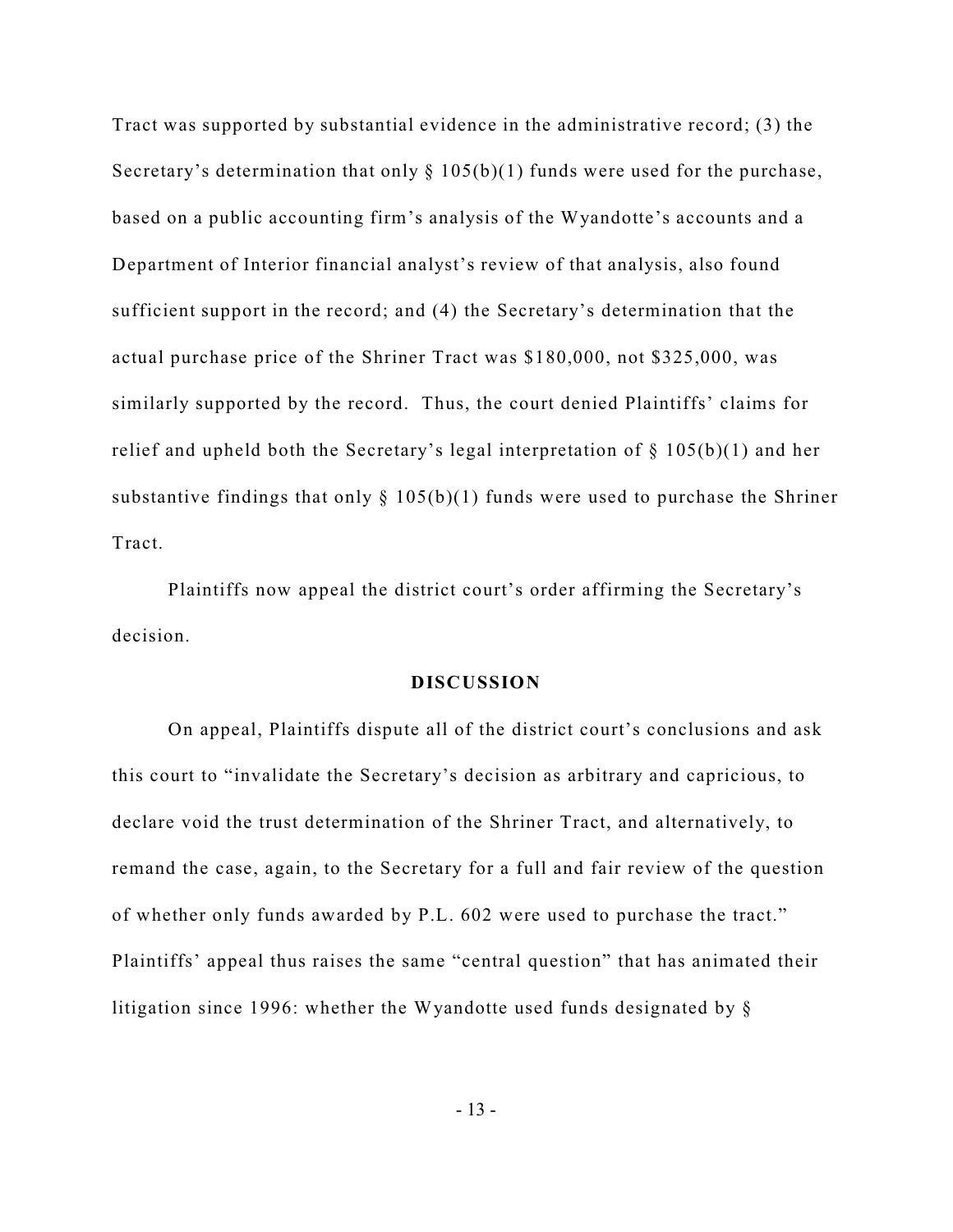Tract was supported by substantial evidence in the administrative record; (3) the Secretary's determination that only § 105(b)(1) funds were used for the purchase, based on a public accounting firm's analysis of the Wyandotte's accounts and a Department of Interior financial analyst's review of that analysis, also found sufficient support in the record; and (4) the Secretary's determination that the actual purchase price of the Shriner Tract was $180,000, not $325,000, was similarly supported by the record. Thus, the court denied Plaintiffs' claims for relief and upheld both the Secretary's legal interpretation of § 105(b)(1) and her substantive findings that only § 105(b)(1) funds were used to purchase the Shriner Tract.

Plaintiffs now appeal the district court's order affirming the Secretary's decision.

## DISCUSSION

On appeal, Plaintiffs dispute all of the district court's conclusions and ask this court to "invalidate the Secretary's decision as arbitrary and capricious, to declare void the trust determination of the Shriner Tract, and alternatively, to remand the case, again, to the Secretary for a full and fair review of the question of whether only funds awarded by P.L. 602 were used to purchase the tract." Plaintiffs' appeal thus raises the same "central question" that has animated their litigation since 1996: whether the Wyandotte used funds designated by §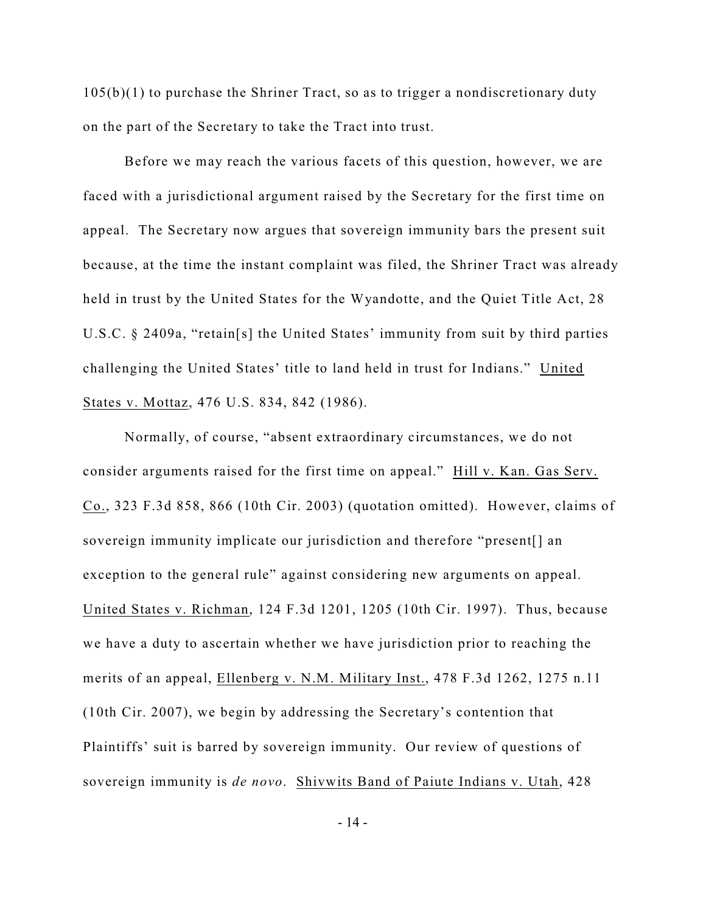105(b)(1) to purchase the Shriner Tract, so as to trigger a nondiscretionary duty on the part of the Secretary to take the Tract into trust.

Before we may reach the various facets of this question, however, we are faced with a jurisdictional argument raised by the Secretary for the first time on appeal. The Secretary now argues that sovereign immunity bars the present suit because, at the time the instant complaint was filed, the Shriner Tract was already held in trust by the United States for the Wyandotte, and the Quiet Title Act, 28 U.S.C. § 2409a, "retain[s] the United States' immunity from suit by third parties challenging the United States' title to land held in trust for Indians." United States v. Mottaz, 476 U.S. 834, 842 (1986).

Normally, of course, "absent extraordinary circumstances, we do not consider arguments raised for the first time on appeal." Hill v. Kan. Gas Serv. Co., 323 F.3d 858, 866 (10th Cir. 2003) (quotation omitted). However, claims of sovereign immunity implicate our jurisdiction and therefore "present[] an exception to the general rule" against considering new arguments on appeal. United States v. Richman, 124 F.3d 1201, 1205 (10th Cir. 1997). Thus, because we have a duty to ascertain whether we have jurisdiction prior to reaching the merits of an appeal, Ellenberg v. N.M. Military Inst., 478 F.3d 1262, 1275 n.11 (10th Cir. 2007), we begin by addressing the Secretary's contention that Plaintiffs' suit is barred by sovereign immunity. Our review of questions of sovereign immunity is *de novo*. Shivwits Band of Paiute Indians v. Utah, 428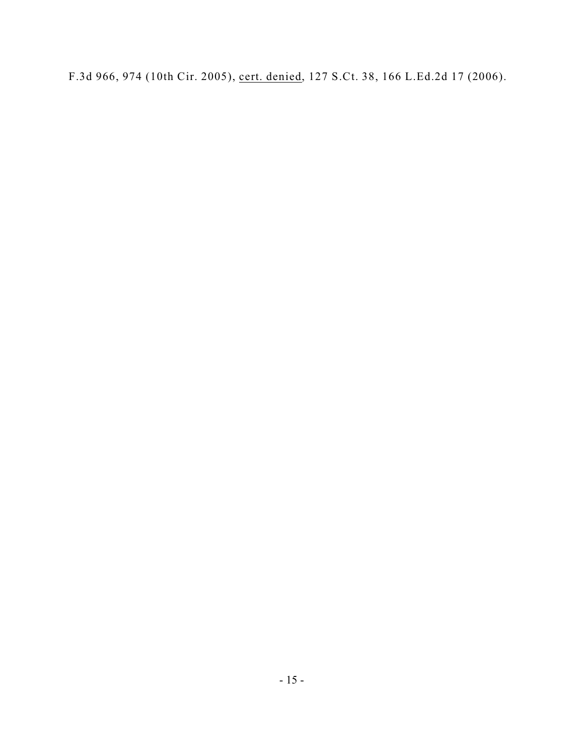F.3d 966, 974 (10th Cir. 2005), cert. denied, 127 S.Ct. 38, 166 L.Ed.2d 17 (2006).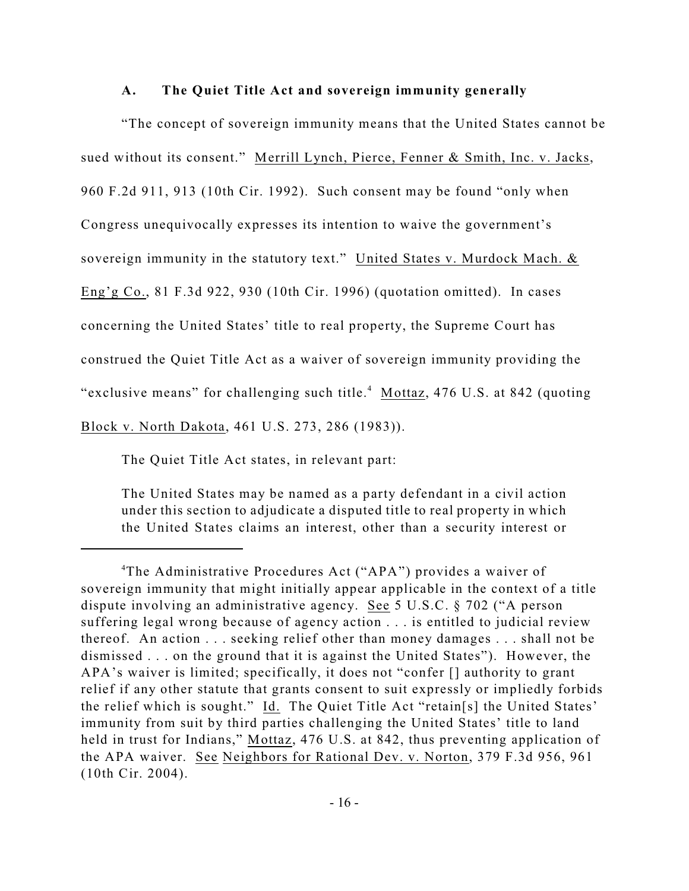### A. The Quiet Title Act and sovereign immunity generally

"The concept of sovereign immunity means that the United States cannot be sued without its consent." Merrill Lynch, Pierce, Fenner & Smith, Inc. v. Jacks, 960 F.2d 911, 913 (10th Cir. 1992). Such consent may be found "only when Congress unequivocally expresses its intention to waive the government's sovereign immunity in the statutory text." United States v. Murdock Mach. & Eng'g Co., 81 F.3d 922, 930 (10th Cir. 1996) (quotation omitted). In cases concerning the United States' title to real property, the Supreme Court has construed the Quiet Title Act as a waiver of sovereign immunity providing the "exclusive means" for challenging such title.[4] Mottaz, 476 U.S. at 842 (quoting Block v. North Dakota, 461 U.S. 273, 286 (1983)).

The Quiet Title Act states, in relevant part:

> The United States may be named as a party defendant in a civil action under this section to adjudicate a disputed title to real property in which the United States claims an interest, other than a security interest or

---

[4]The Administrative Procedures Act ("APA") provides a waiver of sovereign immunity that might initially appear applicable in the context of a title dispute involving an administrative agency. See 5 U.S.C. § 702 ("A person suffering legal wrong because of agency action . . . is entitled to judicial review thereof. An action . . . seeking relief other than money damages . . . shall not be dismissed . . . on the ground that it is against the United States"). However, the APA's waiver is limited; specifically, it does not "confer [] authority to grant relief if any other statute that grants consent to suit expressly or impliedly forbids the relief which is sought." Id. The Quiet Title Act "retain[s] the United States' immunity from suit by third parties challenging the United States' title to land held in trust for Indians," Mottaz, 476 U.S. at 842, thus preventing application of the APA waiver. See Neighbors for Rational Dev. v. Norton, 379 F.3d 956, 961 (10th Cir. 2004).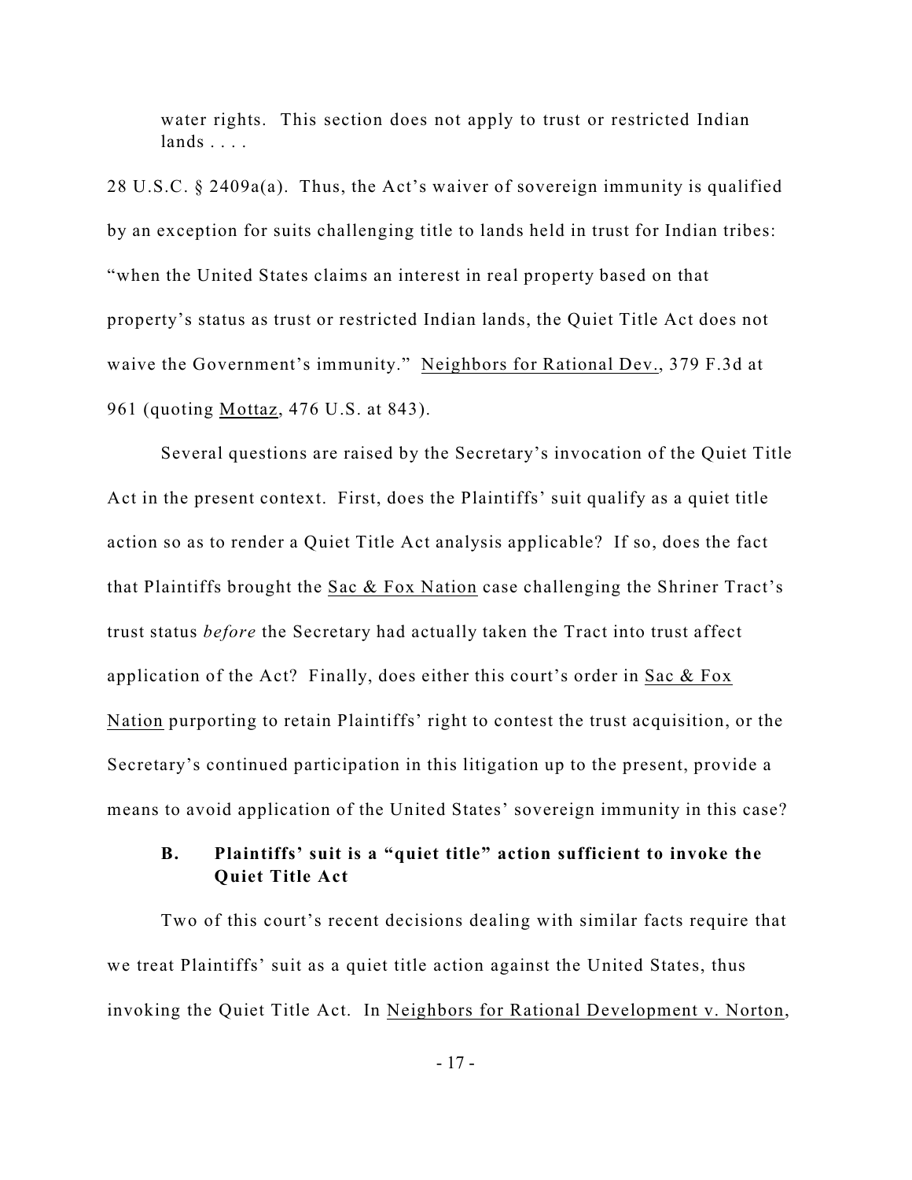> water rights. This section does not apply to trust or restricted Indian lands . . . .

28 U.S.C. § 2409a(a). Thus, the Act's waiver of sovereign immunity is qualified by an exception for suits challenging title to lands held in trust for Indian tribes: "when the United States claims an interest in real property based on that property's status as trust or restricted Indian lands, the Quiet Title Act does not waive the Government's immunity." Neighbors for Rational Dev., 379 F.3d at 961 (quoting Mottaz, 476 U.S. at 843).

Several questions are raised by the Secretary's invocation of the Quiet Title Act in the present context. First, does the Plaintiffs' suit qualify as a quiet title action so as to render a Quiet Title Act analysis applicable? If so, does the fact that Plaintiffs brought the Sac & Fox Nation case challenging the Shriner Tract's trust status *before* the Secretary had actually taken the Tract into trust affect application of the Act? Finally, does either this court's order in Sac & Fox Nation purporting to retain Plaintiffs' right to contest the trust acquisition, or the Secretary's continued participation in this litigation up to the present, provide a means to avoid application of the United States' sovereign immunity in this case?

### **B. Plaintiffs' suit is a "quiet title" action sufficient to invoke the Quiet Title Act**

Two of this court's recent decisions dealing with similar facts require that we treat Plaintiffs' suit as a quiet title action against the United States, thus invoking the Quiet Title Act. In Neighbors for Rational Development v. Norton,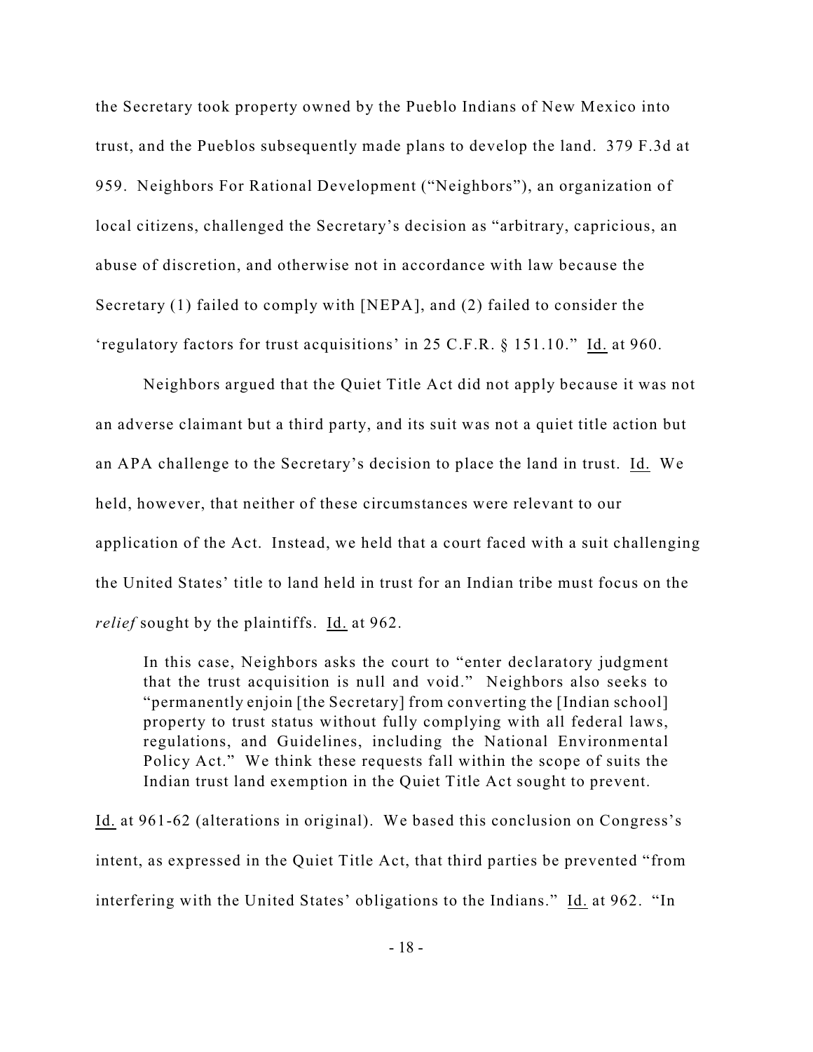the Secretary took property owned by the Pueblo Indians of New Mexico into trust, and the Pueblos subsequently made plans to develop the land. 379 F.3d at 959. Neighbors For Rational Development ("Neighbors"), an organization of local citizens, challenged the Secretary's decision as "arbitrary, capricious, an abuse of discretion, and otherwise not in accordance with law because the Secretary (1) failed to comply with [NEPA], and (2) failed to consider the 'regulatory factors for trust acquisitions' in 25 C.F.R. § 151.10." Id. at 960.

Neighbors argued that the Quiet Title Act did not apply because it was not an adverse claimant but a third party, and its suit was not a quiet title action but an APA challenge to the Secretary's decision to place the land in trust. Id. We held, however, that neither of these circumstances were relevant to our application of the Act. Instead, we held that a court faced with a suit challenging the United States' title to land held in trust for an Indian tribe must focus on the *relief* sought by the plaintiffs. Id. at 962.

> In this case, Neighbors asks the court to "enter declaratory judgment that the trust acquisition is null and void." Neighbors also seeks to "permanently enjoin [the Secretary] from converting the [Indian school] property to trust status without fully complying with all federal laws, regulations, and Guidelines, including the National Environmental Policy Act." We think these requests fall within the scope of suits the Indian trust land exemption in the Quiet Title Act sought to prevent.

Id. at 961-62 (alterations in original). We based this conclusion on Congress's intent, as expressed in the Quiet Title Act, that third parties be prevented "from interfering with the United States' obligations to the Indians." Id. at 962. "In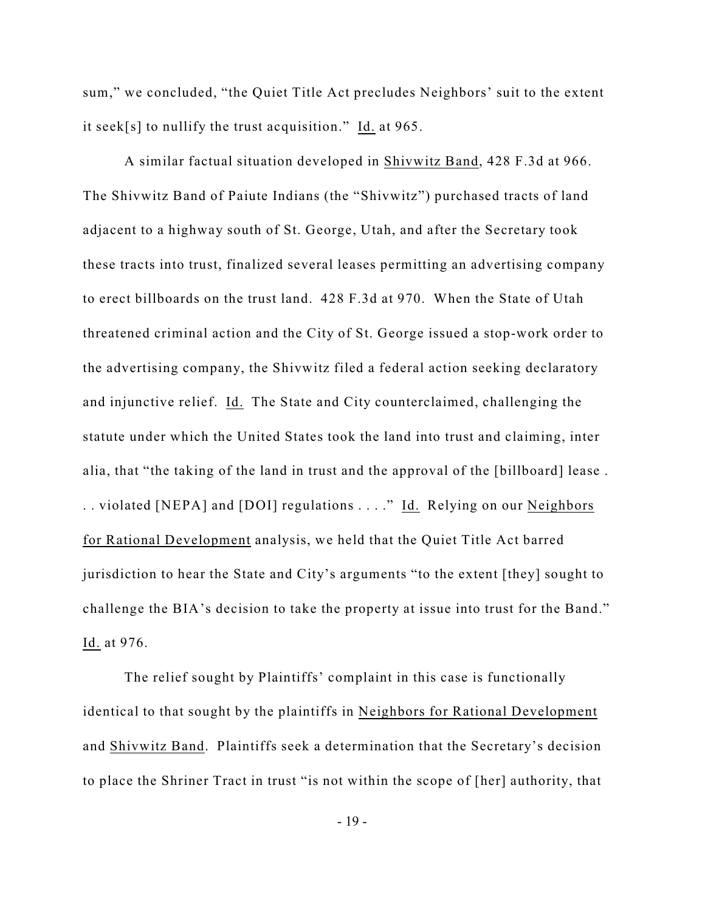sum," we concluded, "the Quiet Title Act precludes Neighbors' suit to the extent it seek[s] to nullify the trust acquisition." Id. at 965.

A similar factual situation developed in Shivwitz Band, 428 F.3d at 966. The Shivwitz Band of Paiute Indians (the "Shivwitz") purchased tracts of land adjacent to a highway south of St. George, Utah, and after the Secretary took these tracts into trust, finalized several leases permitting an advertising company to erect billboards on the trust land. 428 F.3d at 970. When the State of Utah threatened criminal action and the City of St. George issued a stop-work order to the advertising company, the Shivwitz filed a federal action seeking declaratory and injunctive relief. Id. The State and City counterclaimed, challenging the statute under which the United States took the land into trust and claiming, inter alia, that "the taking of the land in trust and the approval of the [billboard] lease . . . violated [NEPA] and [DOI] regulations . . . ." Id. Relying on our Neighbors for Rational Development analysis, we held that the Quiet Title Act barred jurisdiction to hear the State and City's arguments "to the extent [they] sought to challenge the BIA's decision to take the property at issue into trust for the Band." Id. at 976.

The relief sought by Plaintiffs' complaint in this case is functionally identical to that sought by the plaintiffs in Neighbors for Rational Development and Shivwitz Band. Plaintiffs seek a determination that the Secretary's decision to place the Shriner Tract in trust "is not within the scope of [her] authority, that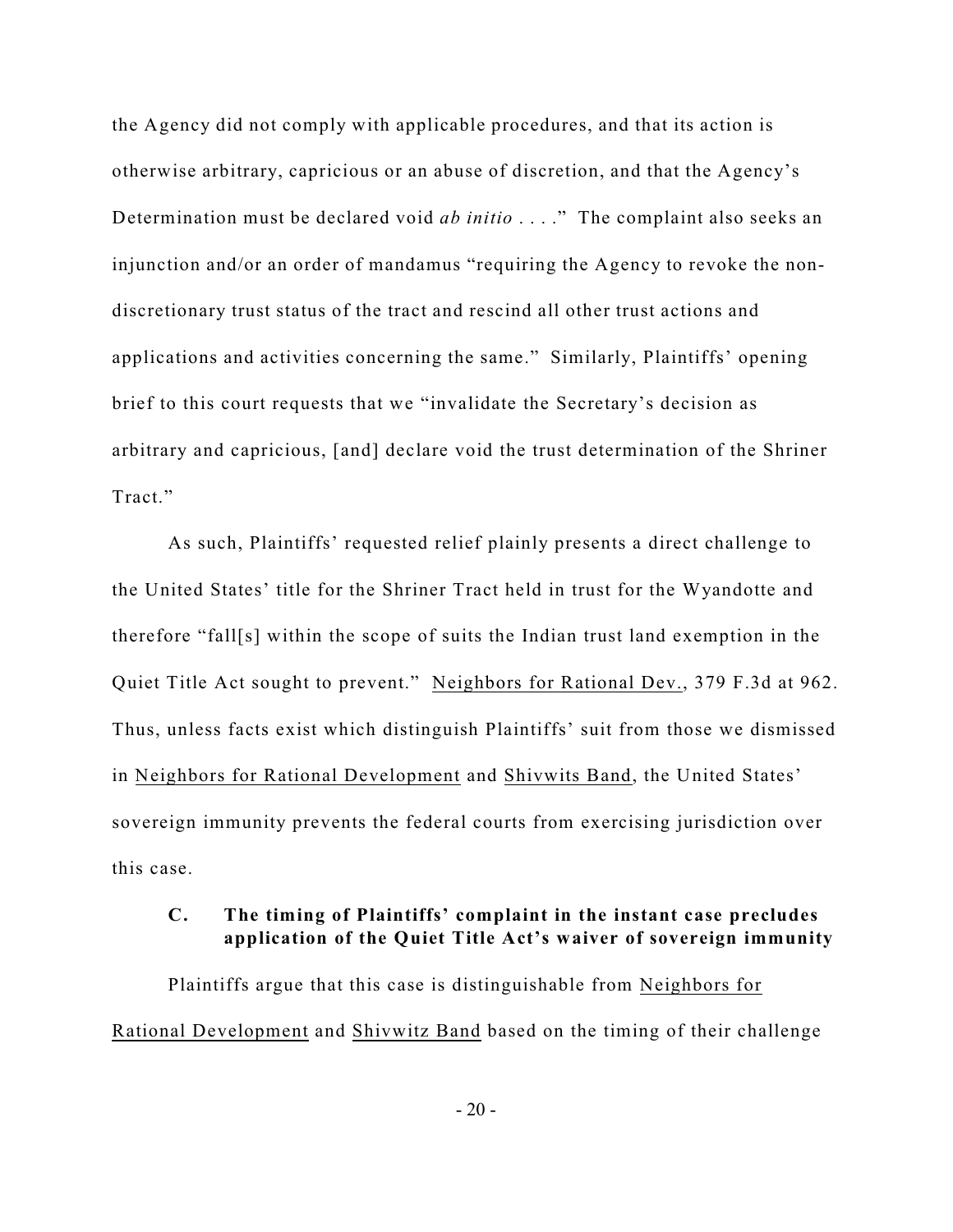the Agency did not comply with applicable procedures, and that its action is otherwise arbitrary, capricious or an abuse of discretion, and that the Agency's Determination must be declared void *ab initio* . . . ." The complaint also seeks an injunction and/or an order of mandamus "requiring the Agency to revoke the non-discretionary trust status of the tract and rescind all other trust actions and applications and activities concerning the same." Similarly, Plaintiffs' opening brief to this court requests that we "invalidate the Secretary's decision as arbitrary and capricious, [and] declare void the trust determination of the Shriner Tract."

As such, Plaintiffs' requested relief plainly presents a direct challenge to the United States' title for the Shriner Tract held in trust for the Wyandotte and therefore "fall[s] within the scope of suits the Indian trust land exemption in the Quiet Title Act sought to prevent." Neighbors for Rational Dev., 379 F.3d at 962. Thus, unless facts exist which distinguish Plaintiffs' suit from those we dismissed in Neighbors for Rational Development and Shivwits Band, the United States' sovereign immunity prevents the federal courts from exercising jurisdiction over this case.

### C. The timing of Plaintiffs' complaint in the instant case precludes application of the Quiet Title Act's waiver of sovereign immunity

Plaintiffs argue that this case is distinguishable from Neighbors for Rational Development and Shivwitz Band based on the timing of their challenge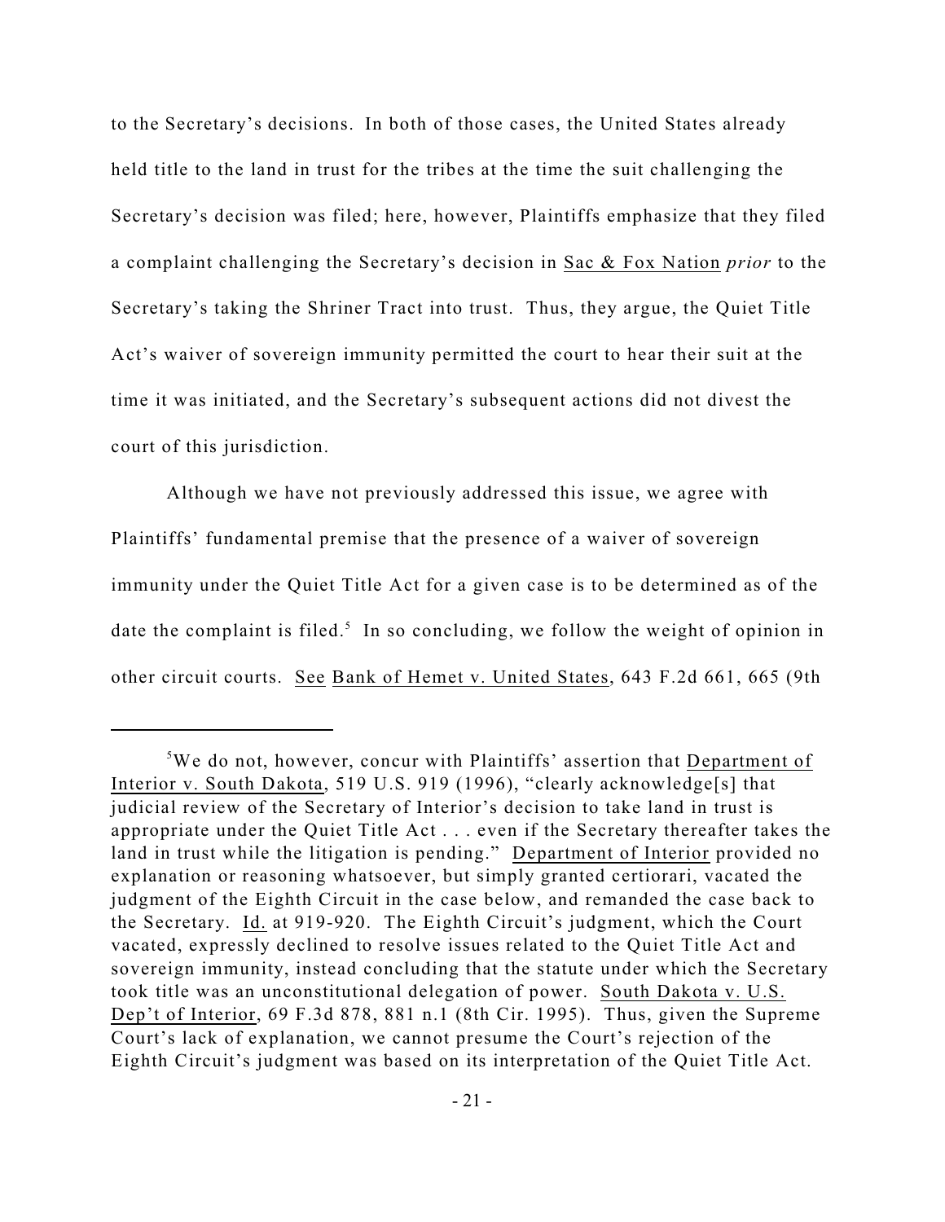to the Secretary's decisions. In both of those cases, the United States already held title to the land in trust for the tribes at the time the suit challenging the Secretary's decision was filed; here, however, Plaintiffs emphasize that they filed a complaint challenging the Secretary's decision in Sac & Fox Nation *prior* to the Secretary's taking the Shriner Tract into trust. Thus, they argue, the Quiet Title Act's waiver of sovereign immunity permitted the court to hear their suit at the time it was initiated, and the Secretary's subsequent actions did not divest the court of this jurisdiction.

Although we have not previously addressed this issue, we agree with Plaintiffs' fundamental premise that the presence of a waiver of sovereign immunity under the Quiet Title Act for a given case is to be determined as of the date the complaint is filed.[5] In so concluding, we follow the weight of opinion in other circuit courts. See Bank of Hemet v. United States, 643 F.2d 661, 665 (9th

[5]We do not, however, concur with Plaintiffs' assertion that Department of Interior v. South Dakota, 519 U.S. 919 (1996), "clearly acknowledge[s] that judicial review of the Secretary of Interior's decision to take land in trust is appropriate under the Quiet Title Act . . . even if the Secretary thereafter takes the land in trust while the litigation is pending." Department of Interior provided no explanation or reasoning whatsoever, but simply granted certiorari, vacated the judgment of the Eighth Circuit in the case below, and remanded the case back to the Secretary. Id. at 919-920. The Eighth Circuit's judgment, which the Court vacated, expressly declined to resolve issues related to the Quiet Title Act and sovereign immunity, instead concluding that the statute under which the Secretary took title was an unconstitutional delegation of power. South Dakota v. U.S. Dep't of Interior, 69 F.3d 878, 881 n.1 (8th Cir. 1995). Thus, given the Supreme Court's lack of explanation, we cannot presume the Court's rejection of the Eighth Circuit's judgment was based on its interpretation of the Quiet Title Act.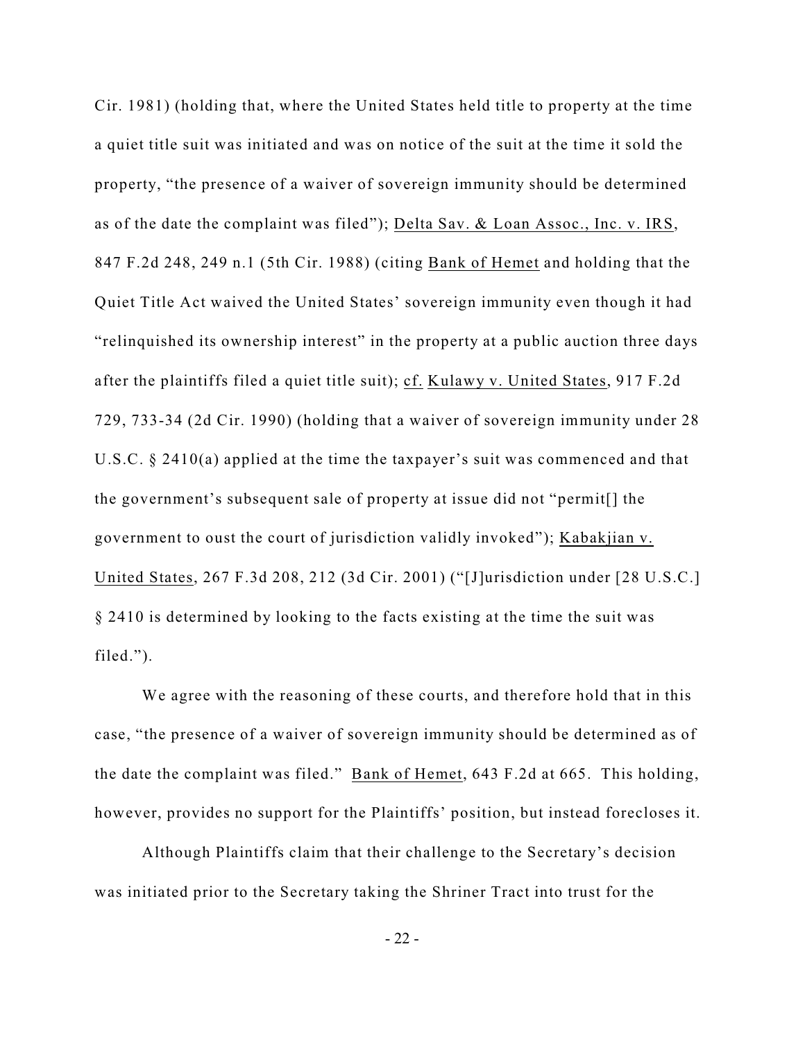Cir. 1981) (holding that, where the United States held title to property at the time a quiet title suit was initiated and was on notice of the suit at the time it sold the property, "the presence of a waiver of sovereign immunity should be determined as of the date the complaint was filed"); Delta Sav. & Loan Assoc., Inc. v. IRS, 847 F.2d 248, 249 n.1 (5th Cir. 1988) (citing Bank of Hemet and holding that the Quiet Title Act waived the United States' sovereign immunity even though it had "relinquished its ownership interest" in the property at a public auction three days after the plaintiffs filed a quiet title suit); cf. Kulawy v. United States, 917 F.2d 729, 733-34 (2d Cir. 1990) (holding that a waiver of sovereign immunity under 28 U.S.C. § 2410(a) applied at the time the taxpayer's suit was commenced and that the government's subsequent sale of property at issue did not "permit[] the government to oust the court of jurisdiction validly invoked"); Kabakjian v. United States, 267 F.3d 208, 212 (3d Cir. 2001) ("[J]urisdiction under [28 U.S.C.] § 2410 is determined by looking to the facts existing at the time the suit was filed.").

We agree with the reasoning of these courts, and therefore hold that in this case, "the presence of a waiver of sovereign immunity should be determined as of the date the complaint was filed." Bank of Hemet, 643 F.2d at 665. This holding, however, provides no support for the Plaintiffs' position, but instead forecloses it.

Although Plaintiffs claim that their challenge to the Secretary's decision was initiated prior to the Secretary taking the Shriner Tract into trust for the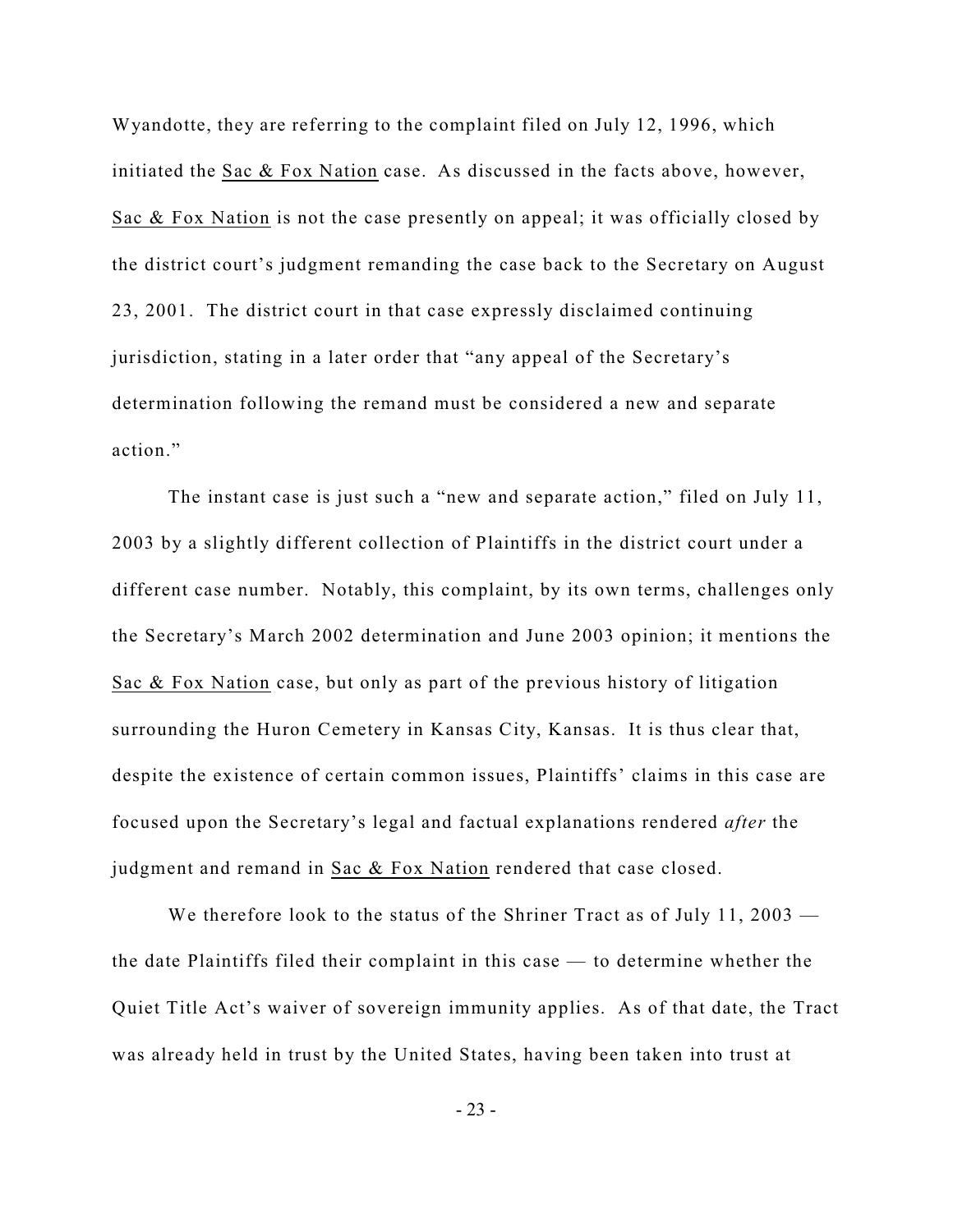Wyandotte, they are referring to the complaint filed on July 12, 1996, which initiated the Sac & Fox Nation case. As discussed in the facts above, however, Sac & Fox Nation is not the case presently on appeal; it was officially closed by the district court's judgment remanding the case back to the Secretary on August 23, 2001. The district court in that case expressly disclaimed continuing jurisdiction, stating in a later order that "any appeal of the Secretary's determination following the remand must be considered a new and separate action."

The instant case is just such a "new and separate action," filed on July 11, 2003 by a slightly different collection of Plaintiffs in the district court under a different case number. Notably, this complaint, by its own terms, challenges only the Secretary's March 2002 determination and June 2003 opinion; it mentions the Sac & Fox Nation case, but only as part of the previous history of litigation surrounding the Huron Cemetery in Kansas City, Kansas. It is thus clear that, despite the existence of certain common issues, Plaintiffs' claims in this case are focused upon the Secretary's legal and factual explanations rendered *after* the judgment and remand in Sac & Fox Nation rendered that case closed.

We therefore look to the status of the Shriner Tract as of July 11, 2003 — the date Plaintiffs filed their complaint in this case — to determine whether the Quiet Title Act's waiver of sovereign immunity applies. As of that date, the Tract was already held in trust by the United States, having been taken into trust at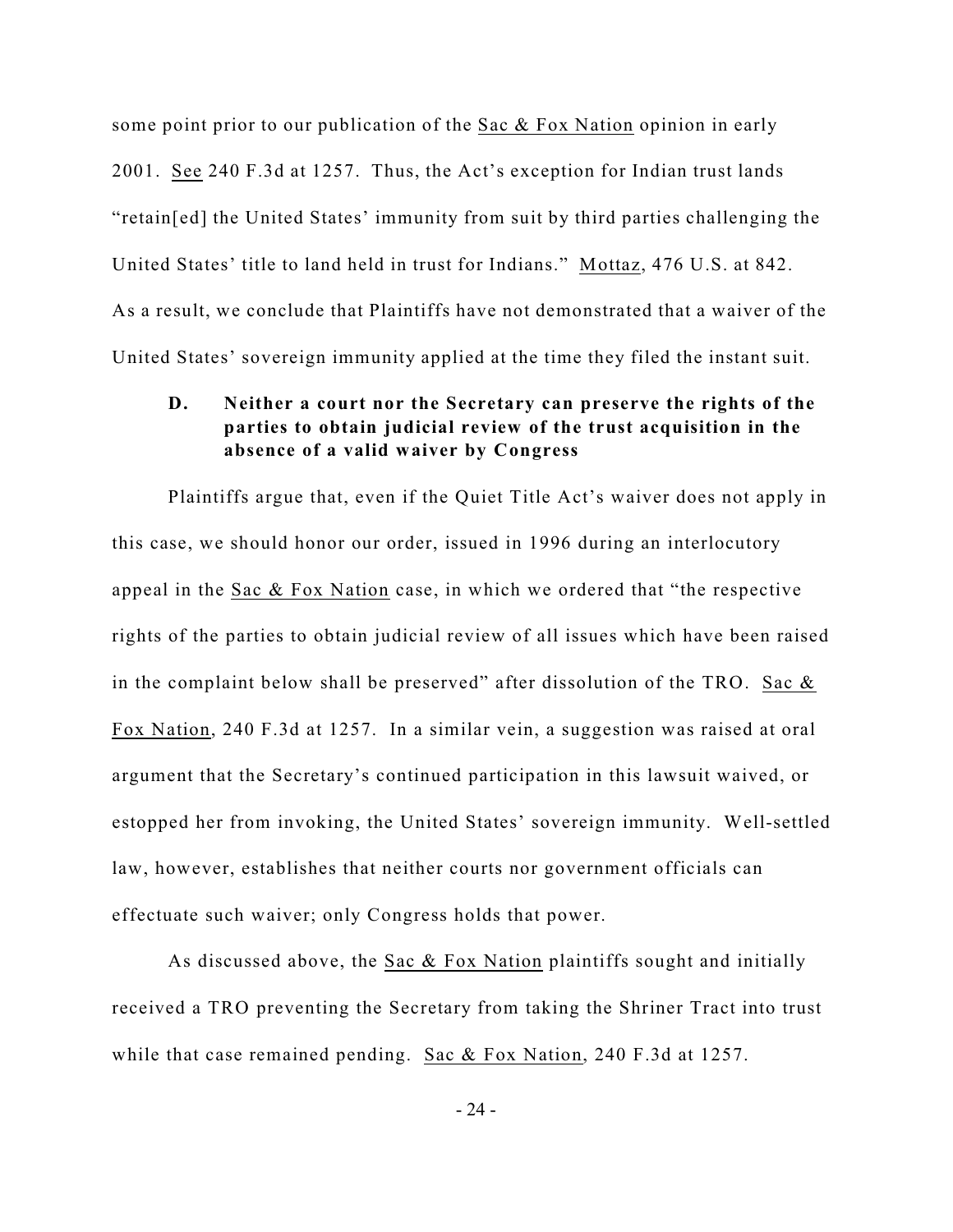some point prior to our publication of the Sac & Fox Nation opinion in early 2001. See 240 F.3d at 1257. Thus, the Act's exception for Indian trust lands "retain[ed] the United States' immunity from suit by third parties challenging the United States' title to land held in trust for Indians." Mottaz, 476 U.S. at 842. As a result, we conclude that Plaintiffs have not demonstrated that a waiver of the United States' sovereign immunity applied at the time they filed the instant suit.

### D. Neither a court nor the Secretary can preserve the rights of the parties to obtain judicial review of the trust acquisition in the absence of a valid waiver by Congress

Plaintiffs argue that, even if the Quiet Title Act's waiver does not apply in this case, we should honor our order, issued in 1996 during an interlocutory appeal in the Sac & Fox Nation case, in which we ordered that "the respective rights of the parties to obtain judicial review of all issues which have been raised in the complaint below shall be preserved" after dissolution of the TRO. Sac & Fox Nation, 240 F.3d at 1257. In a similar vein, a suggestion was raised at oral argument that the Secretary's continued participation in this lawsuit waived, or estopped her from invoking, the United States' sovereign immunity. Well-settled law, however, establishes that neither courts nor government officials can effectuate such waiver; only Congress holds that power.

As discussed above, the Sac & Fox Nation plaintiffs sought and initially received a TRO preventing the Secretary from taking the Shriner Tract into trust while that case remained pending. Sac & Fox Nation, 240 F.3d at 1257.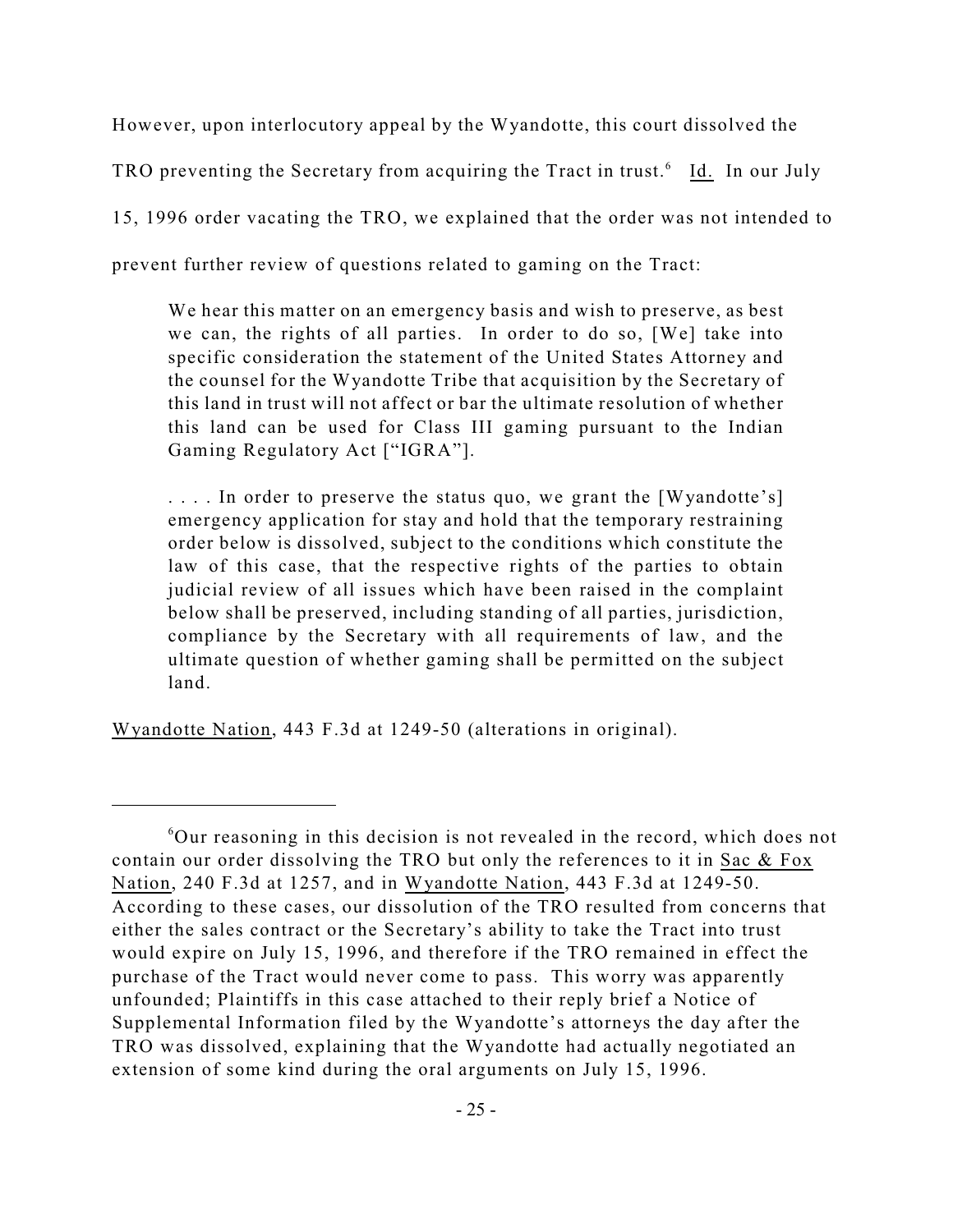However, upon interlocutory appeal by the Wyandotte, this court dissolved the TRO preventing the Secretary from acquiring the Tract in trust.[6] Id. In our July 15, 1996 order vacating the TRO, we explained that the order was not intended to prevent further review of questions related to gaming on the Tract:

> We hear this matter on an emergency basis and wish to preserve, as best we can, the rights of all parties. In order to do so, [We] take into specific consideration the statement of the United States Attorney and the counsel for the Wyandotte Tribe that acquisition by the Secretary of this land in trust will not affect or bar the ultimate resolution of whether this land can be used for Class III gaming pursuant to the Indian Gaming Regulatory Act ["IGRA"].
>
> . . . . In order to preserve the status quo, we grant the [Wyandotte's] emergency application for stay and hold that the temporary restraining order below is dissolved, subject to the conditions which constitute the law of this case, that the respective rights of the parties to obtain judicial review of all issues which have been raised in the complaint below shall be preserved, including standing of all parties, jurisdiction, compliance by the Secretary with all requirements of law, and the ultimate question of whether gaming shall be permitted on the subject land.

Wyandotte Nation, 443 F.3d at 1249-50 (alterations in original).

---

[6]Our reasoning in this decision is not revealed in the record, which does not contain our order dissolving the TRO but only the references to it in Sac & Fox Nation, 240 F.3d at 1257, and in Wyandotte Nation, 443 F.3d at 1249-50. According to these cases, our dissolution of the TRO resulted from concerns that either the sales contract or the Secretary's ability to take the Tract into trust would expire on July 15, 1996, and therefore if the TRO remained in effect the purchase of the Tract would never come to pass. This worry was apparently unfounded; Plaintiffs in this case attached to their reply brief a Notice of Supplemental Information filed by the Wyandotte's attorneys the day after the TRO was dissolved, explaining that the Wyandotte had actually negotiated an extension of some kind during the oral arguments on July 15, 1996.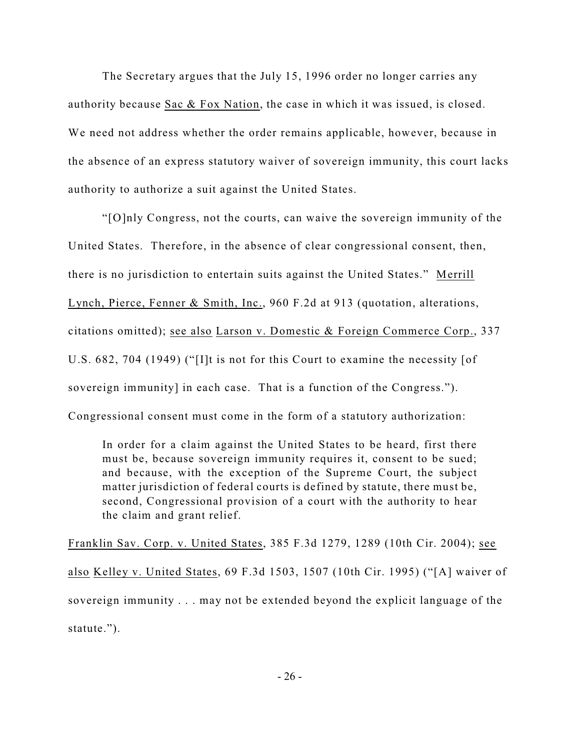The Secretary argues that the July 15, 1996 order no longer carries any authority because Sac & Fox Nation, the case in which it was issued, is closed. We need not address whether the order remains applicable, however, because in the absence of an express statutory waiver of sovereign immunity, this court lacks authority to authorize a suit against the United States.

"[O]nly Congress, not the courts, can waive the sovereign immunity of the United States. Therefore, in the absence of clear congressional consent, then, there is no jurisdiction to entertain suits against the United States." Merrill Lynch, Pierce, Fenner & Smith, Inc., 960 F.2d at 913 (quotation, alterations, citations omitted); see also Larson v. Domestic & Foreign Commerce Corp., 337 U.S. 682, 704 (1949) ("[I]t is not for this Court to examine the necessity [of sovereign immunity] in each case. That is a function of the Congress."). Congressional consent must come in the form of a statutory authorization:

> In order for a claim against the United States to be heard, first there must be, because sovereign immunity requires it, consent to be sued; and because, with the exception of the Supreme Court, the subject matter jurisdiction of federal courts is defined by statute, there must be, second, Congressional provision of a court with the authority to hear the claim and grant relief.

Franklin Sav. Corp. v. United States, 385 F.3d 1279, 1289 (10th Cir. 2004); see also Kelley v. United States, 69 F.3d 1503, 1507 (10th Cir. 1995) ("[A] waiver of sovereign immunity . . . may not be extended beyond the explicit language of the statute.").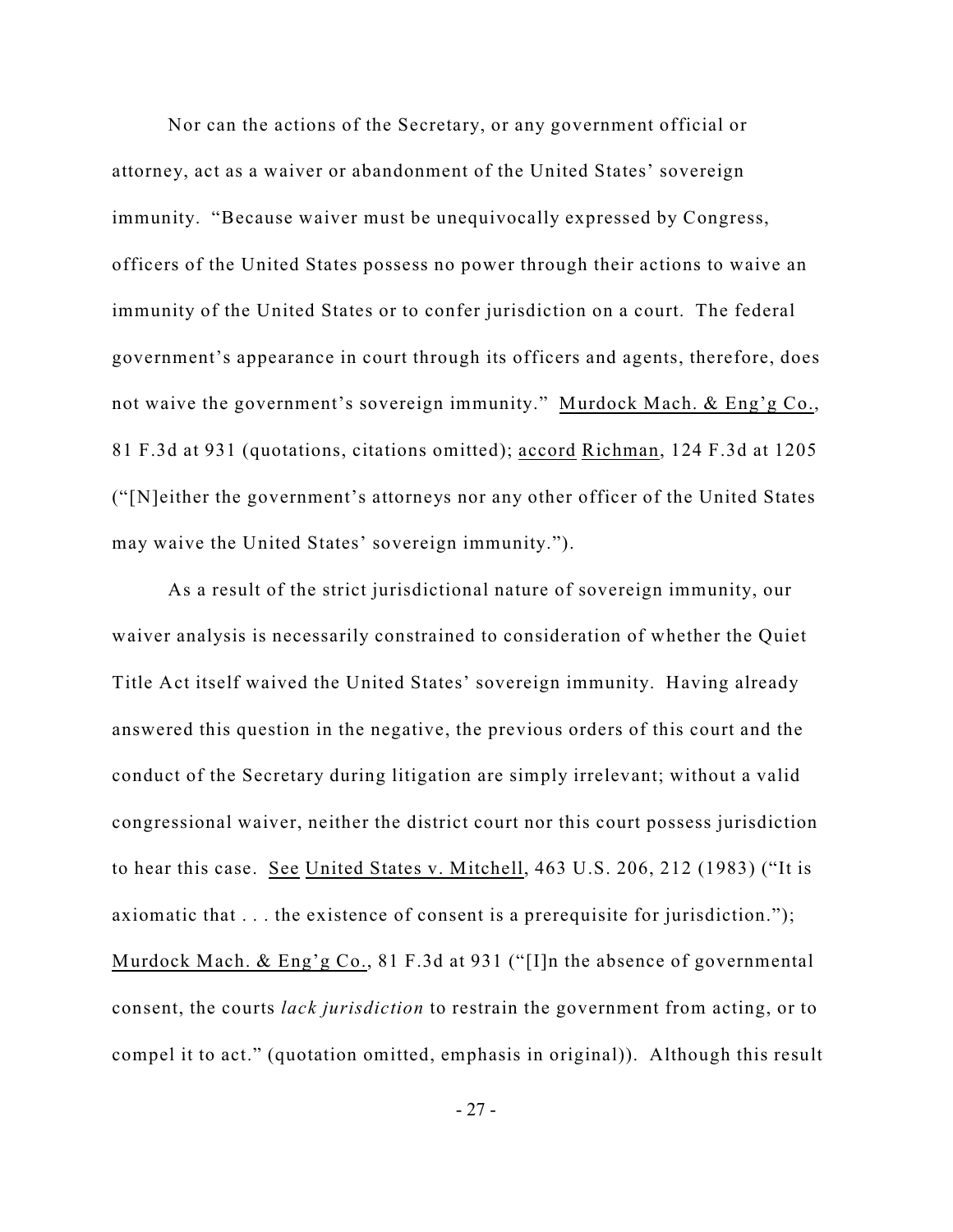Nor can the actions of the Secretary, or any government official or attorney, act as a waiver or abandonment of the United States' sovereign immunity. "Because waiver must be unequivocally expressed by Congress, officers of the United States possess no power through their actions to waive an immunity of the United States or to confer jurisdiction on a court. The federal government's appearance in court through its officers and agents, therefore, does not waive the government's sovereign immunity." Murdock Mach. & Eng'g Co., 81 F.3d at 931 (quotations, citations omitted); accord Richman, 124 F.3d at 1205 ("[N]either the government's attorneys nor any other officer of the United States may waive the United States' sovereign immunity.").

As a result of the strict jurisdictional nature of sovereign immunity, our waiver analysis is necessarily constrained to consideration of whether the Quiet Title Act itself waived the United States' sovereign immunity. Having already answered this question in the negative, the previous orders of this court and the conduct of the Secretary during litigation are simply irrelevant; without a valid congressional waiver, neither the district court nor this court possess jurisdiction to hear this case. See United States v. Mitchell, 463 U.S. 206, 212 (1983) ("It is axiomatic that . . . the existence of consent is a prerequisite for jurisdiction."); Murdock Mach. & Eng'g Co., 81 F.3d at 931 ("[I]n the absence of governmental consent, the courts *lack jurisdiction* to restrain the government from acting, or to compel it to act." (quotation omitted, emphasis in original)). Although this result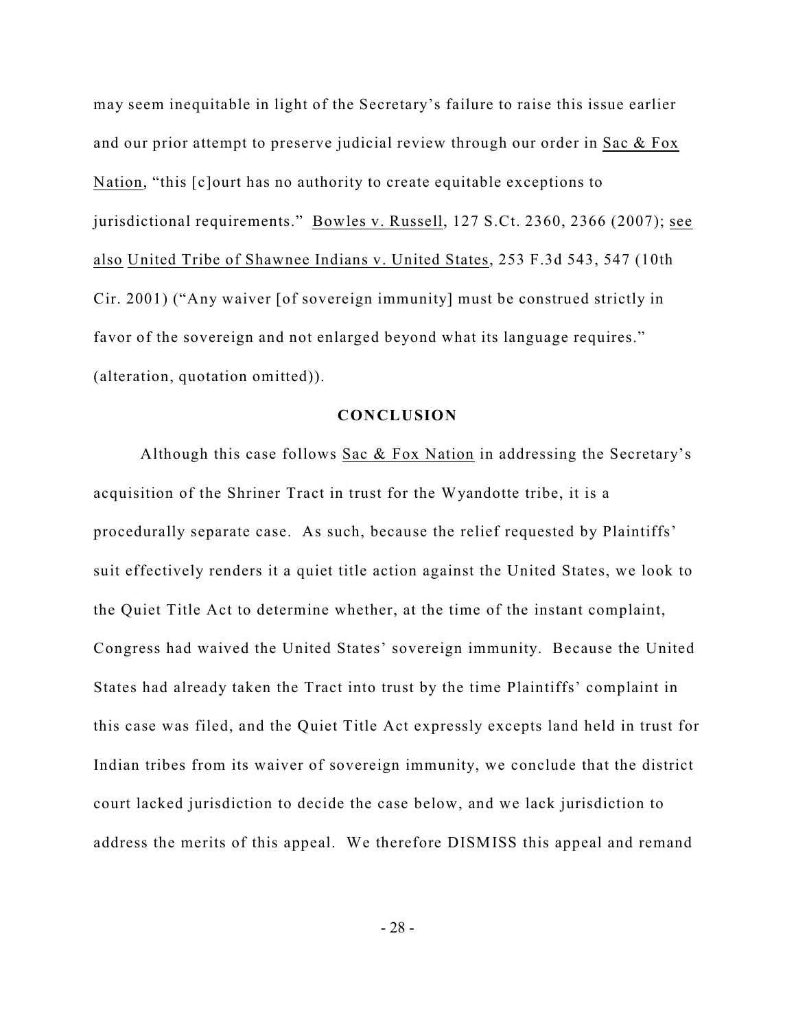may seem inequitable in light of the Secretary's failure to raise this issue earlier and our prior attempt to preserve judicial review through our order in Sac & Fox Nation, "this [c]ourt has no authority to create equitable exceptions to jurisdictional requirements." Bowles v. Russell, 127 S.Ct. 2360, 2366 (2007); see also United Tribe of Shawnee Indians v. United States, 253 F.3d 543, 547 (10th Cir. 2001) ("Any waiver [of sovereign immunity] must be construed strictly in favor of the sovereign and not enlarged beyond what its language requires." (alteration, quotation omitted)).

## CONCLUSION

Although this case follows Sac & Fox Nation in addressing the Secretary's acquisition of the Shriner Tract in trust for the Wyandotte tribe, it is a procedurally separate case. As such, because the relief requested by Plaintiffs' suit effectively renders it a quiet title action against the United States, we look to the Quiet Title Act to determine whether, at the time of the instant complaint, Congress had waived the United States' sovereign immunity. Because the United States had already taken the Tract into trust by the time Plaintiffs' complaint in this case was filed, and the Quiet Title Act expressly excepts land held in trust for Indian tribes from its waiver of sovereign immunity, we conclude that the district court lacked jurisdiction to decide the case below, and we lack jurisdiction to address the merits of this appeal. We therefore DISMISS this appeal and remand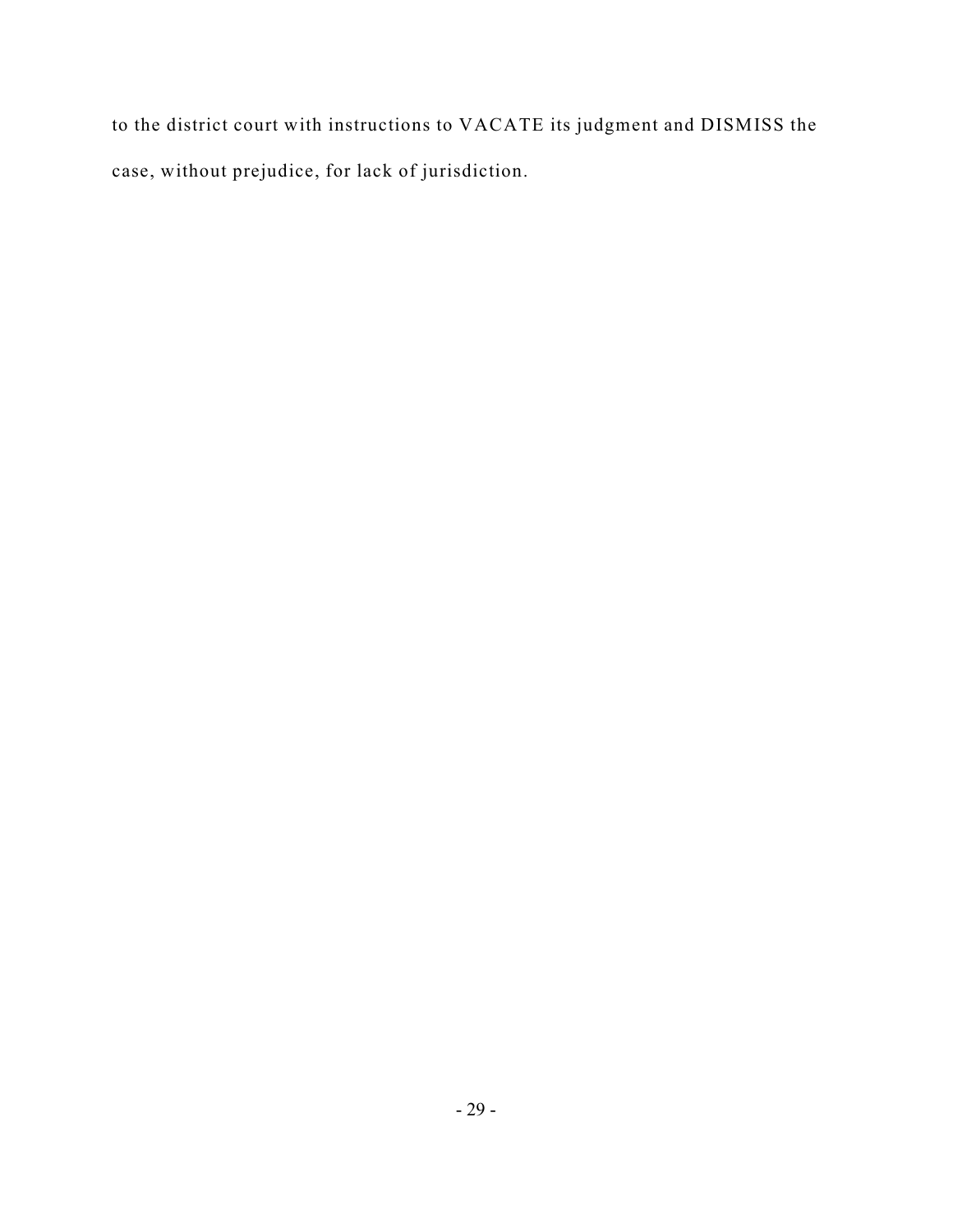to the district court with instructions to VACATE its judgment and DISMISS the case, without prejudice, for lack of jurisdiction.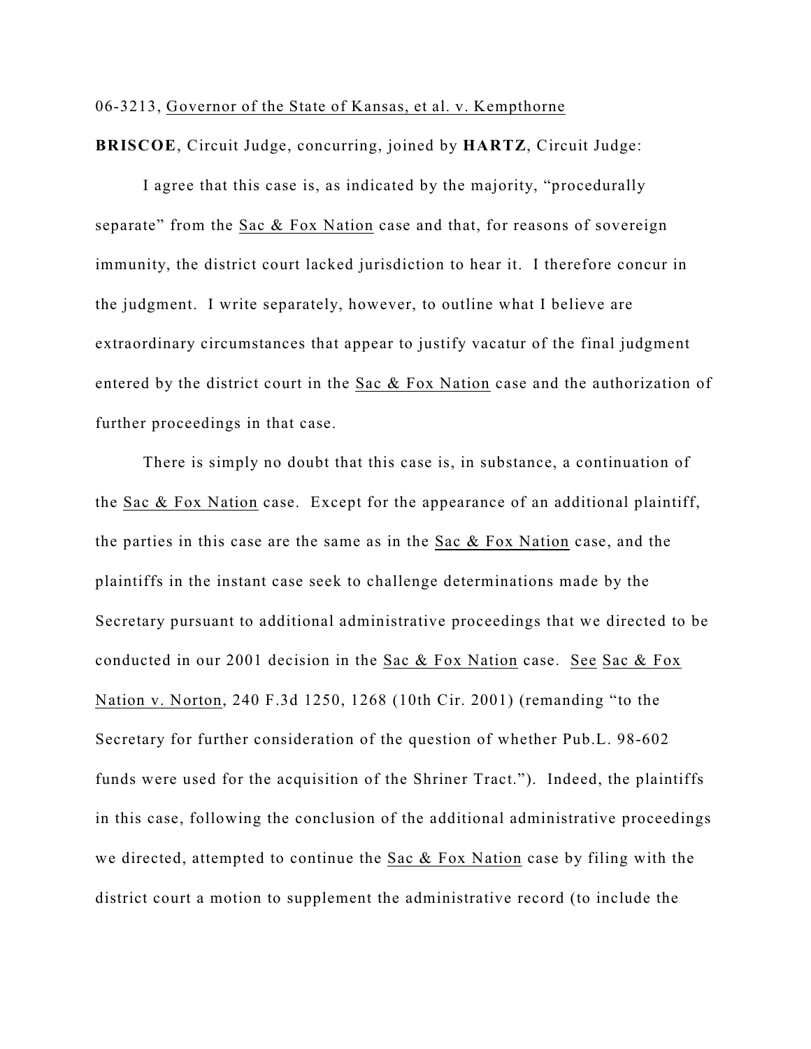06-3213, Governor of the State of Kansas, et al. v. Kempthorne

**BRISCOE**, Circuit Judge, concurring, joined by **HARTZ**, Circuit Judge:

I agree that this case is, as indicated by the majority, "procedurally separate" from the Sac & Fox Nation case and that, for reasons of sovereign immunity, the district court lacked jurisdiction to hear it. I therefore concur in the judgment. I write separately, however, to outline what I believe are extraordinary circumstances that appear to justify vacatur of the final judgment entered by the district court in the Sac & Fox Nation case and the authorization of further proceedings in that case.

There is simply no doubt that this case is, in substance, a continuation of the Sac & Fox Nation case. Except for the appearance of an additional plaintiff, the parties in this case are the same as in the Sac & Fox Nation case, and the plaintiffs in the instant case seek to challenge determinations made by the Secretary pursuant to additional administrative proceedings that we directed to be conducted in our 2001 decision in the Sac & Fox Nation case. See Sac & Fox Nation v. Norton, 240 F.3d 1250, 1268 (10th Cir. 2001) (remanding "to the Secretary for further consideration of the question of whether Pub.L. 98-602 funds were used for the acquisition of the Shriner Tract."). Indeed, the plaintiffs in this case, following the conclusion of the additional administrative proceedings we directed, attempted to continue the Sac & Fox Nation case by filing with the district court a motion to supplement the administrative record (to include the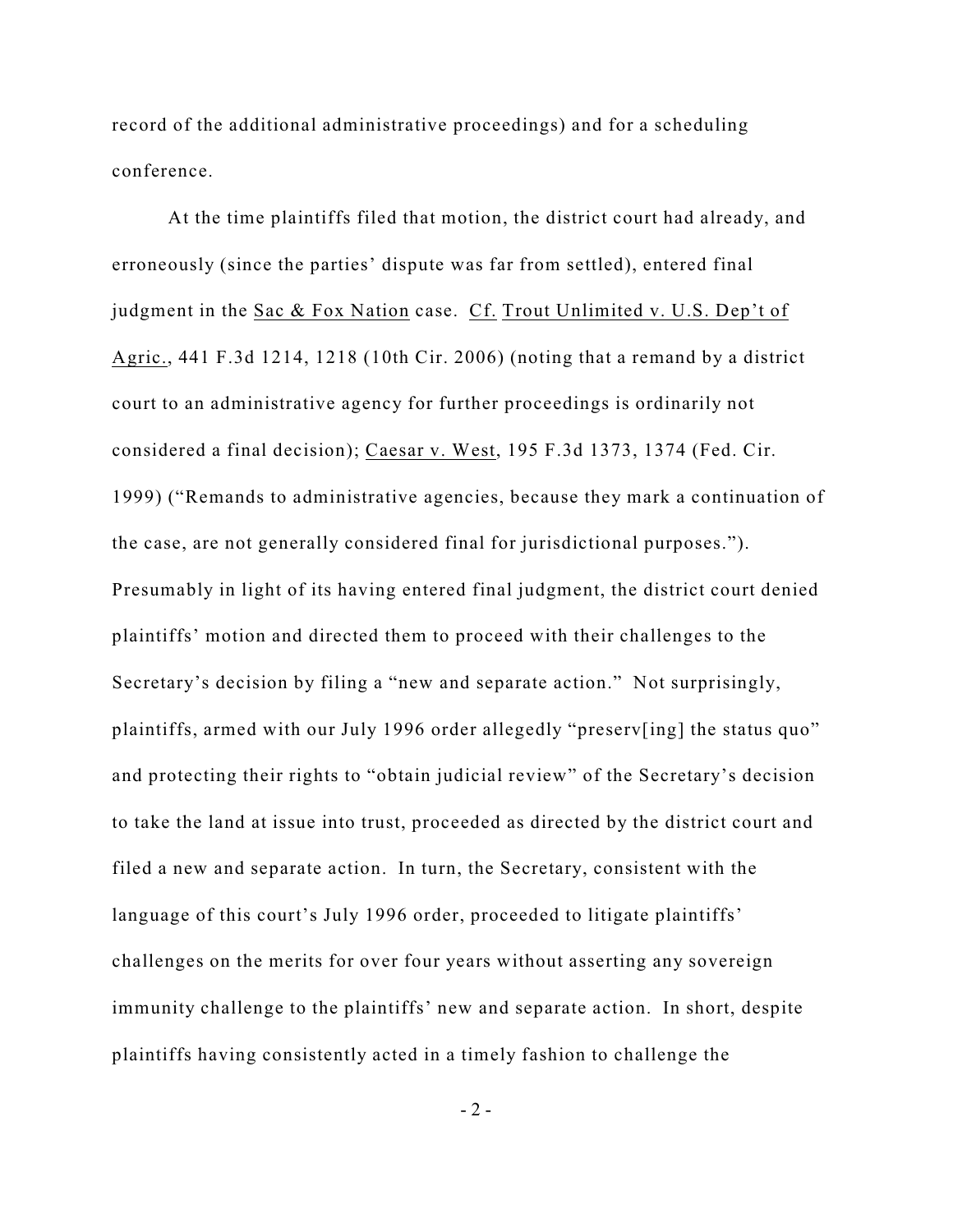record of the additional administrative proceedings) and for a scheduling conference.

At the time plaintiffs filed that motion, the district court had already, and erroneously (since the parties' dispute was far from settled), entered final judgment in the Sac & Fox Nation case. Cf. Trout Unlimited v. U.S. Dep't of Agric., 441 F.3d 1214, 1218 (10th Cir. 2006) (noting that a remand by a district court to an administrative agency for further proceedings is ordinarily not considered a final decision); Caesar v. West, 195 F.3d 1373, 1374 (Fed. Cir. 1999) ("Remands to administrative agencies, because they mark a continuation of the case, are not generally considered final for jurisdictional purposes."). Presumably in light of its having entered final judgment, the district court denied plaintiffs' motion and directed them to proceed with their challenges to the Secretary's decision by filing a "new and separate action." Not surprisingly, plaintiffs, armed with our July 1996 order allegedly "preserv[ing] the status quo" and protecting their rights to "obtain judicial review" of the Secretary's decision to take the land at issue into trust, proceeded as directed by the district court and filed a new and separate action. In turn, the Secretary, consistent with the language of this court's July 1996 order, proceeded to litigate plaintiffs' challenges on the merits for over four years without asserting any sovereign immunity challenge to the plaintiffs' new and separate action. In short, despite plaintiffs having consistently acted in a timely fashion to challenge the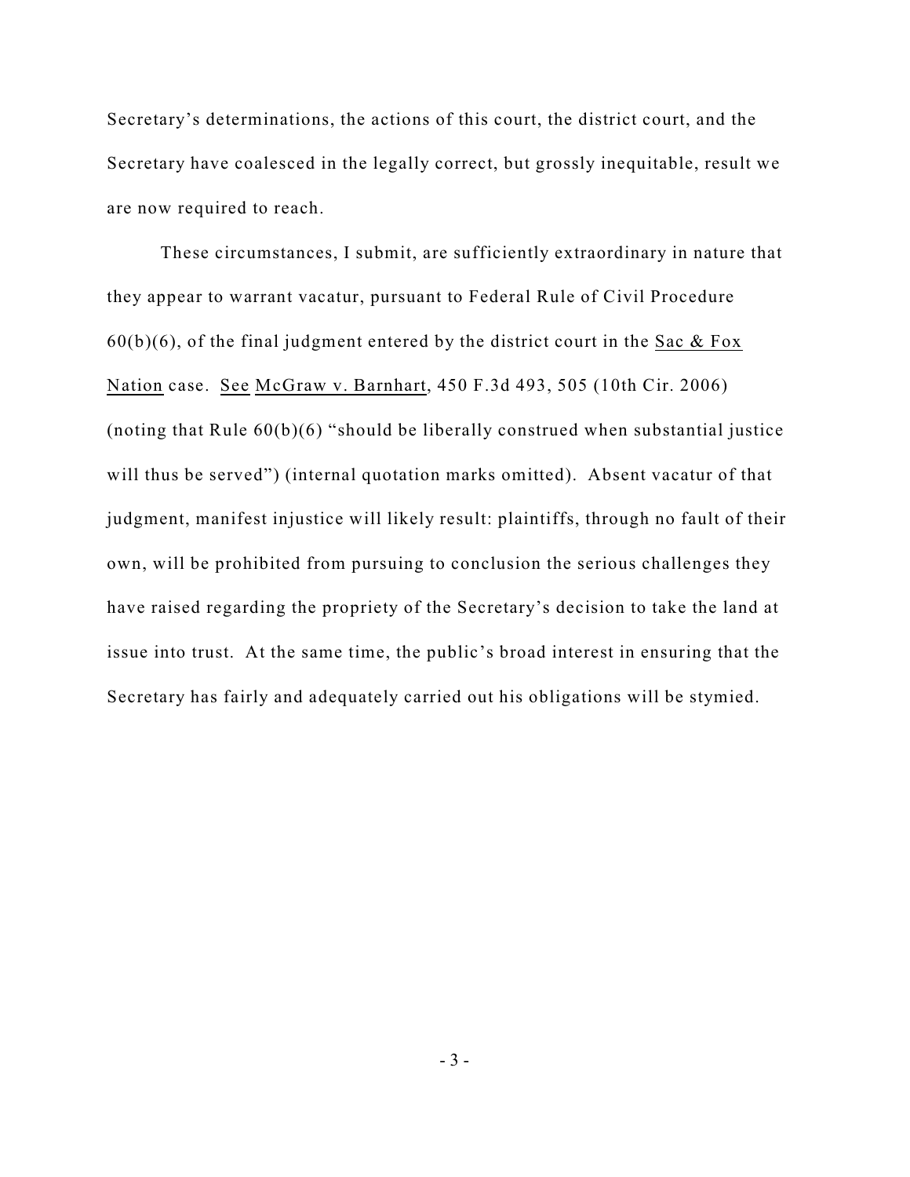Secretary's determinations, the actions of this court, the district court, and the Secretary have coalesced in the legally correct, but grossly inequitable, result we are now required to reach.

These circumstances, I submit, are sufficiently extraordinary in nature that they appear to warrant vacatur, pursuant to Federal Rule of Civil Procedure 60(b)(6), of the final judgment entered by the district court in the Sac & Fox Nation case. See McGraw v. Barnhart, 450 F.3d 493, 505 (10th Cir. 2006) (noting that Rule 60(b)(6) "should be liberally construed when substantial justice will thus be served") (internal quotation marks omitted). Absent vacatur of that judgment, manifest injustice will likely result: plaintiffs, through no fault of their own, will be prohibited from pursuing to conclusion the serious challenges they have raised regarding the propriety of the Secretary's decision to take the land at issue into trust. At the same time, the public's broad interest in ensuring that the Secretary has fairly and adequately carried out his obligations will be stymied.